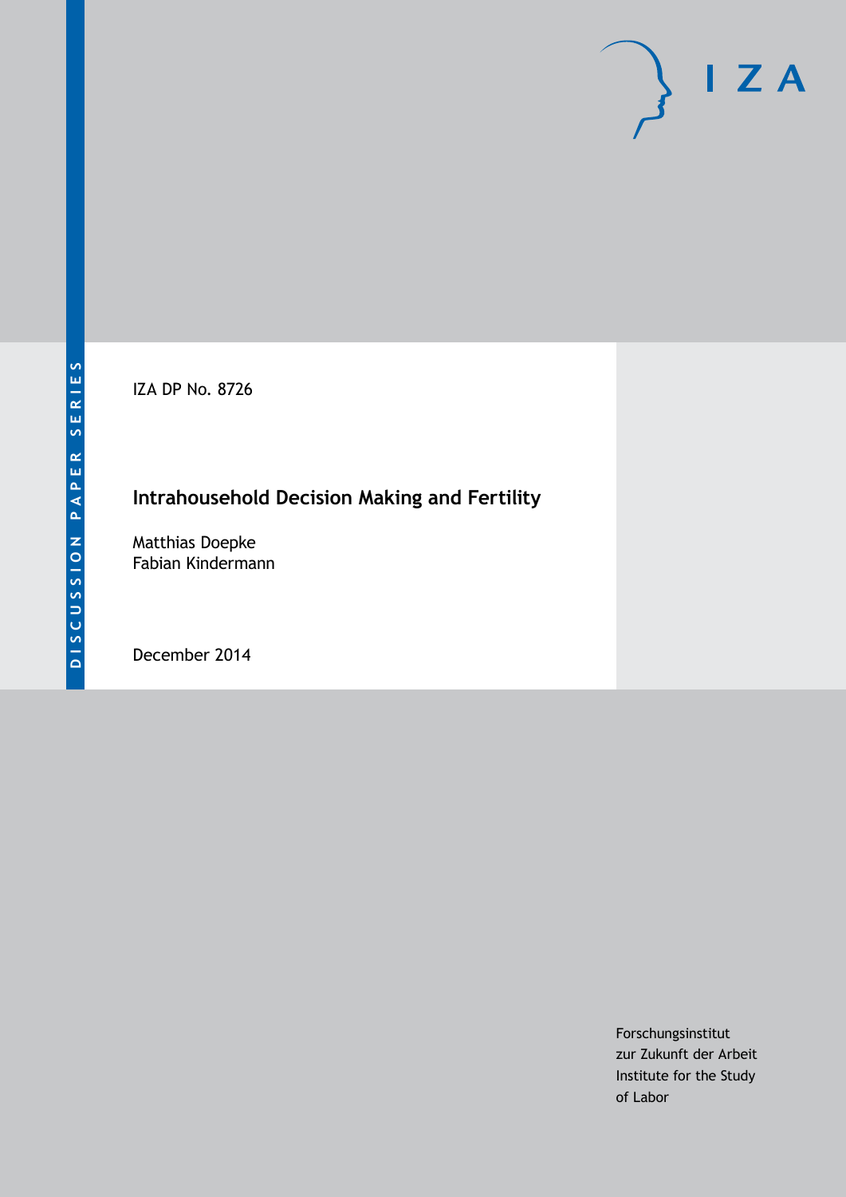DISCUSSION PAPER SERIES

IZA

IZA DP No. 8726

# Intrahousehold Decision Making and Fertility

Matthias Doepke
Fabian Kindermann

December 2014

Forschungsinstitut
zur Zukunft der Arbeit
Institute for the Study
of Labor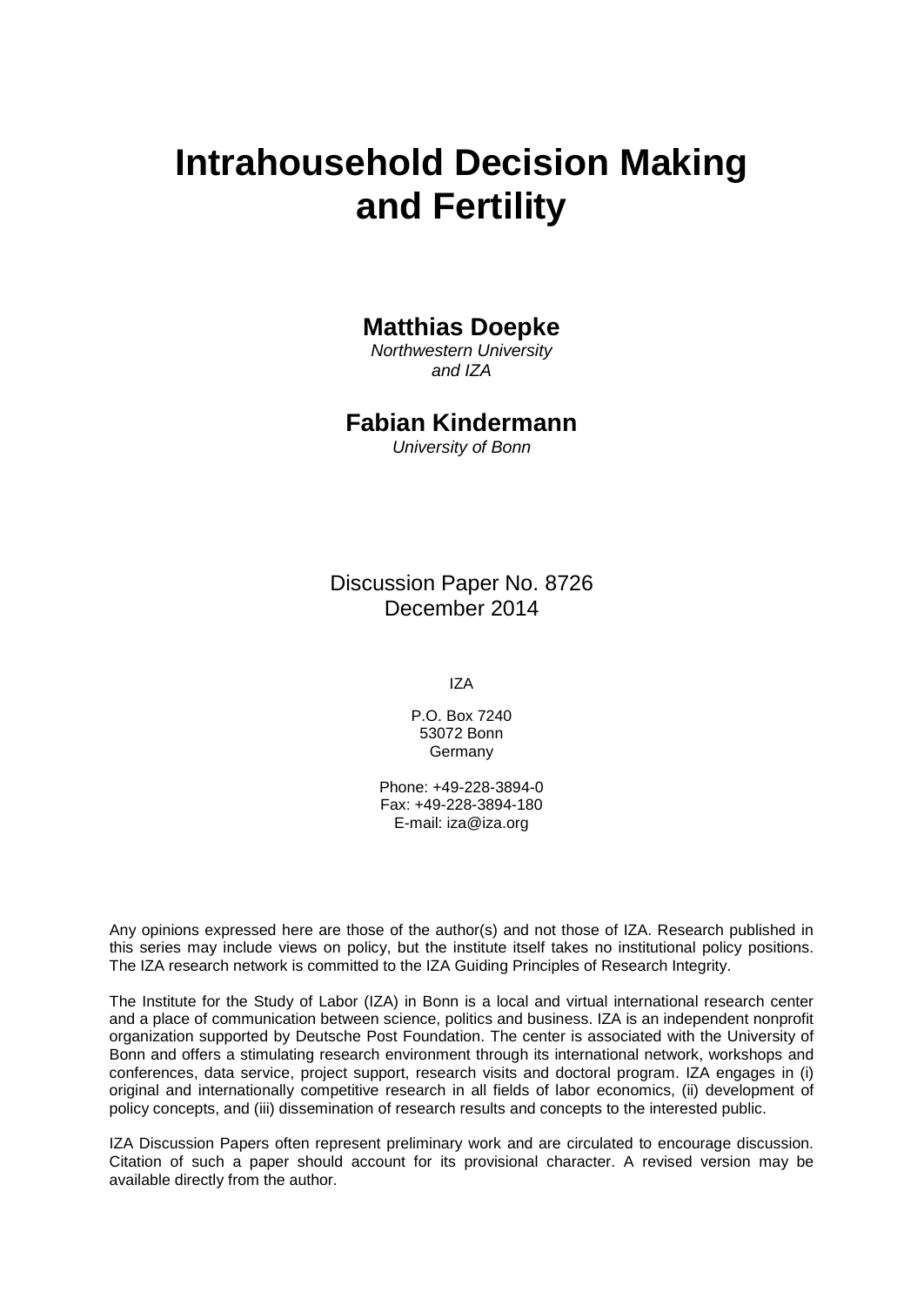# Intrahousehold Decision Making and Fertility

**Matthias Doepke**
*Northwestern University and IZA*

**Fabian Kindermann**
*University of Bonn*

Discussion Paper No. 8726
December 2014

IZA

P.O. Box 7240
53072 Bonn
Germany

Phone: +49-228-3894-0
Fax: +49-228-3894-180
E-mail: iza@iza.org

Any opinions expressed here are those of the author(s) and not those of IZA. Research published in this series may include views on policy, but the institute itself takes no institutional policy positions. The IZA research network is committed to the IZA Guiding Principles of Research Integrity.

The Institute for the Study of Labor (IZA) in Bonn is a local and virtual international research center and a place of communication between science, politics and business. IZA is an independent nonprofit organization supported by Deutsche Post Foundation. The center is associated with the University of Bonn and offers a stimulating research environment through its international network, workshops and conferences, data service, project support, research visits and doctoral program. IZA engages in (i) original and internationally competitive research in all fields of labor economics, (ii) development of policy concepts, and (iii) dissemination of research results and concepts to the interested public.

IZA Discussion Papers often represent preliminary work and are circulated to encourage discussion. Citation of such a paper should account for its provisional character. A revised version may be available directly from the author.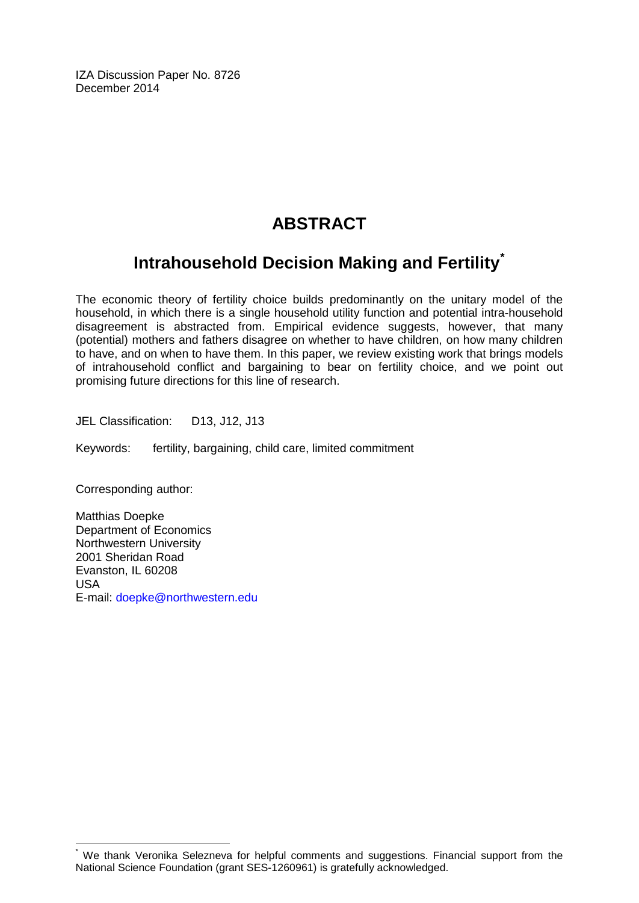IZA Discussion Paper No. 8726
December 2014

# ABSTRACT

## Intrahousehold Decision Making and Fertility*

The economic theory of fertility choice builds predominantly on the unitary model of the household, in which there is a single household utility function and potential intra-household disagreement is abstracted from. Empirical evidence suggests, however, that many (potential) mothers and fathers disagree on whether to have children, on how many children to have, and on when to have them. In this paper, we review existing work that brings models of intrahousehold conflict and bargaining to bear on fertility choice, and we point out promising future directions for this line of research.

JEL Classification: D13, J12, J13

Keywords: fertility, bargaining, child care, limited commitment

Corresponding author:

Matthias Doepke
Department of Economics
Northwestern University
2001 Sheridan Road
Evanston, IL 60208
USA
E-mail: doepke@northwestern.edu

---

* We thank Veronika Selezneva for helpful comments and suggestions. Financial support from the National Science Foundation (grant SES-1260961) is gratefully acknowledged.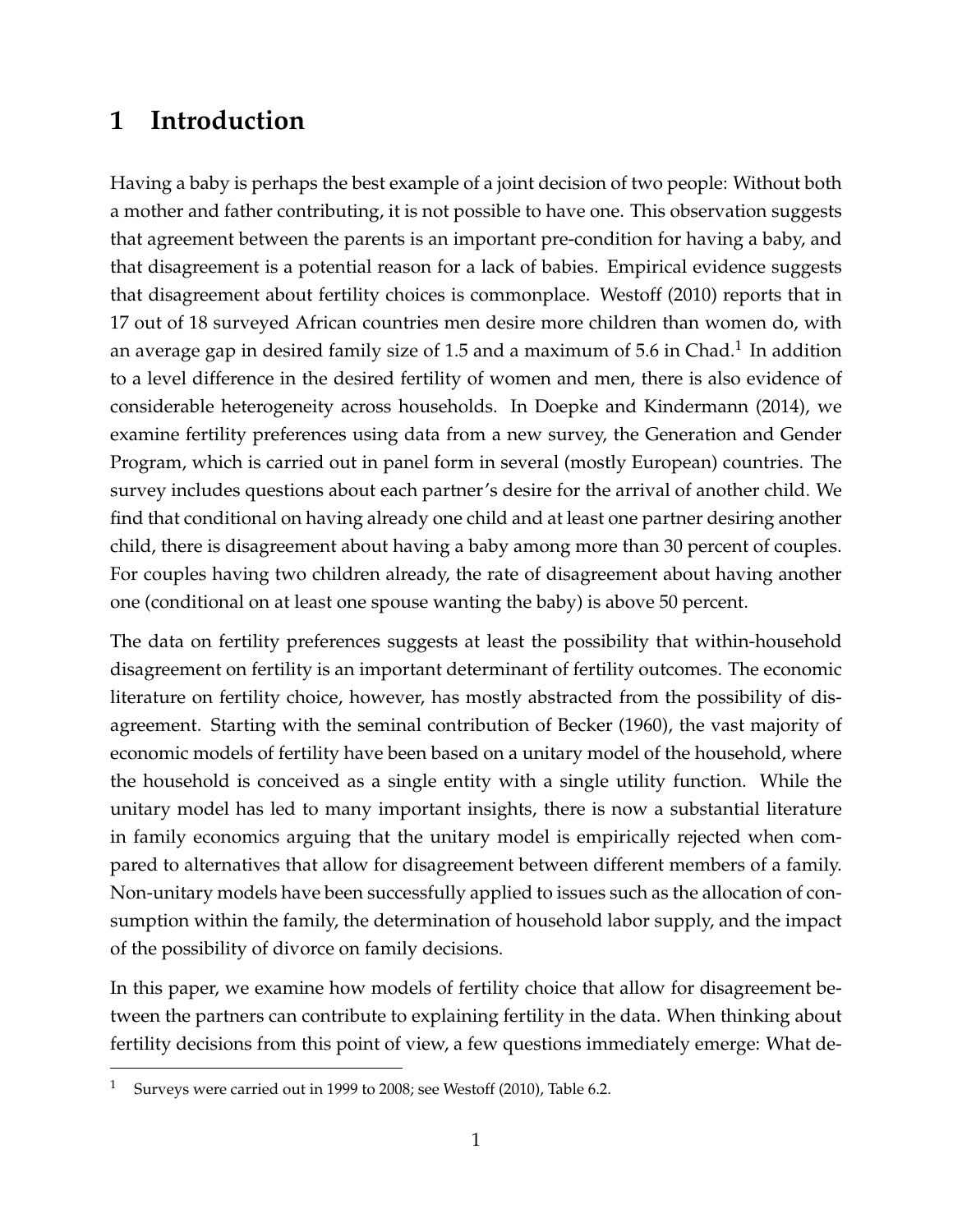# 1 Introduction

Having a baby is perhaps the best example of a joint decision of two people: Without both a mother and father contributing, it is not possible to have one. This observation suggests that agreement between the parents is an important pre-condition for having a baby, and that disagreement is a potential reason for a lack of babies. Empirical evidence suggests that disagreement about fertility choices is commonplace. Westoff (2010) reports that in 17 out of 18 surveyed African countries men desire more children than women do, with an average gap in desired family size of 1.5 and a maximum of 5.6 in Chad.[1] In addition to a level difference in the desired fertility of women and men, there is also evidence of considerable heterogeneity across households. In Doepke and Kindermann (2014), we examine fertility preferences using data from a new survey, the Generation and Gender Program, which is carried out in panel form in several (mostly European) countries. The survey includes questions about each partner's desire for the arrival of another child. We find that conditional on having already one child and at least one partner desiring another child, there is disagreement about having a baby among more than 30 percent of couples. For couples having two children already, the rate of disagreement about having another one (conditional on at least one spouse wanting the baby) is above 50 percent.

The data on fertility preferences suggests at least the possibility that within-household disagreement on fertility is an important determinant of fertility outcomes. The economic literature on fertility choice, however, has mostly abstracted from the possibility of disagreement. Starting with the seminal contribution of Becker (1960), the vast majority of economic models of fertility have been based on a unitary model of the household, where the household is conceived as a single entity with a single utility function. While the unitary model has led to many important insights, there is now a substantial literature in family economics arguing that the unitary model is empirically rejected when compared to alternatives that allow for disagreement between different members of a family. Non-unitary models have been successfully applied to issues such as the allocation of consumption within the family, the determination of household labor supply, and the impact of the possibility of divorce on family decisions.

In this paper, we examine how models of fertility choice that allow for disagreement between the partners can contribute to explaining fertility in the data. When thinking about fertility decisions from this point of view, a few questions immediately emerge: What de-

[1] Surveys were carried out in 1999 to 2008; see Westoff (2010), Table 6.2.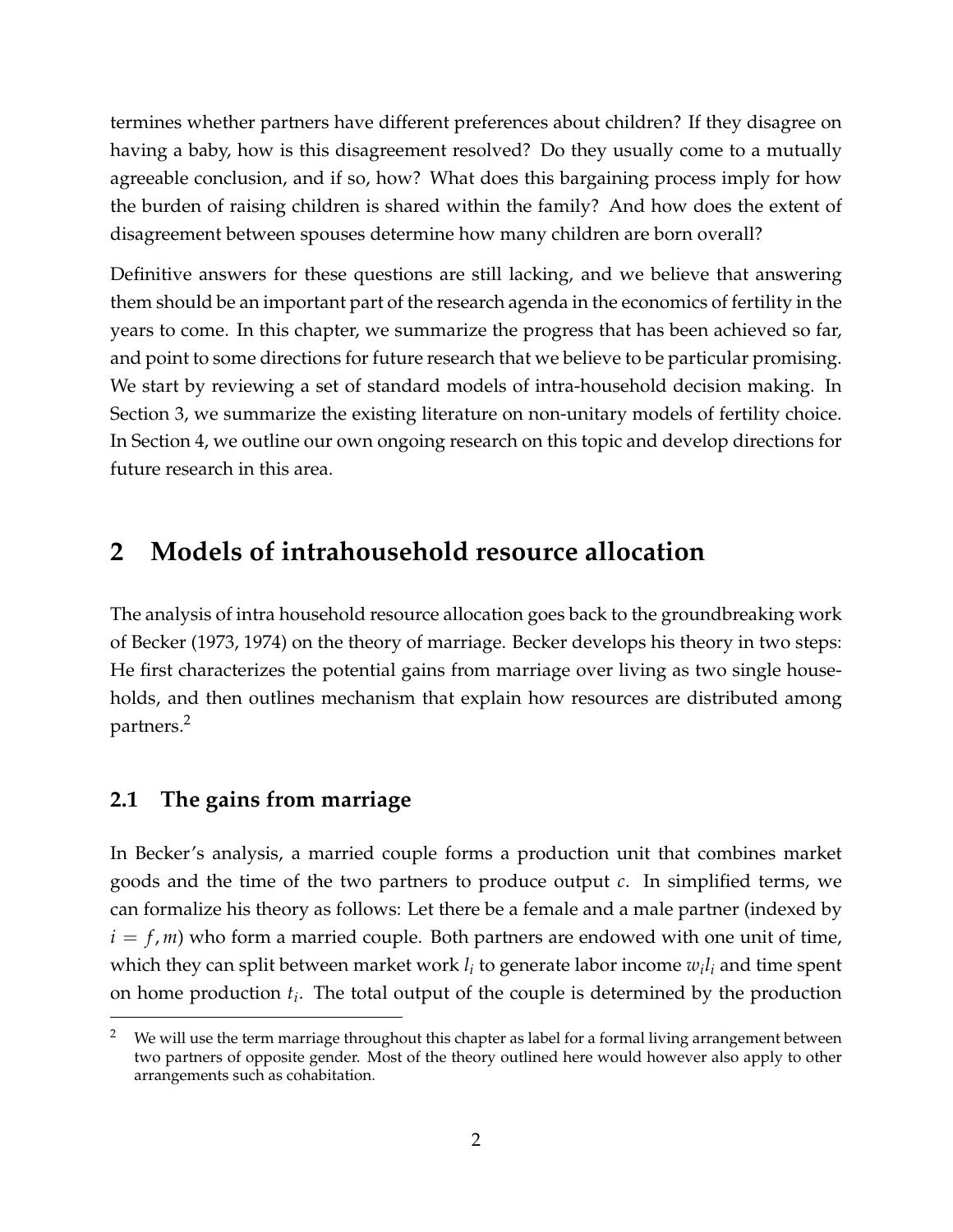termines whether partners have different preferences about children? If they disagree on having a baby, how is this disagreement resolved? Do they usually come to a mutually agreeable conclusion, and if so, how? What does this bargaining process imply for how the burden of raising children is shared within the family? And how does the extent of disagreement between spouses determine how many children are born overall?

Definitive answers for these questions are still lacking, and we believe that answering them should be an important part of the research agenda in the economics of fertility in the years to come. In this chapter, we summarize the progress that has been achieved so far, and point to some directions for future research that we believe to be particular promising. We start by reviewing a set of standard models of intra-household decision making. In Section 3, we summarize the existing literature on non-unitary models of fertility choice. In Section 4, we outline our own ongoing research on this topic and develop directions for future research in this area.

## 2 Models of intrahousehold resource allocation

The analysis of intra household resource allocation goes back to the groundbreaking work of Becker (1973, 1974) on the theory of marriage. Becker develops his theory in two steps: He first characterizes the potential gains from marriage over living as two single households, and then outlines mechanism that explain how resources are distributed among partners.[2]

### 2.1 The gains from marriage

In Becker's analysis, a married couple forms a production unit that combines market goods and the time of the two partners to produce output $c$. In simplified terms, we can formalize his theory as follows: Let there be a female and a male partner (indexed by $i = f, m$) who form a married couple. Both partners are endowed with one unit of time, which they can split between market work $l_i$ to generate labor income $w_i l_i$ and time spent on home production $t_i$. The total output of the couple is determined by the production

[2] We will use the term marriage throughout this chapter as label for a formal living arrangement between two partners of opposite gender. Most of the theory outlined here would however also apply to other arrangements such as cohabitation.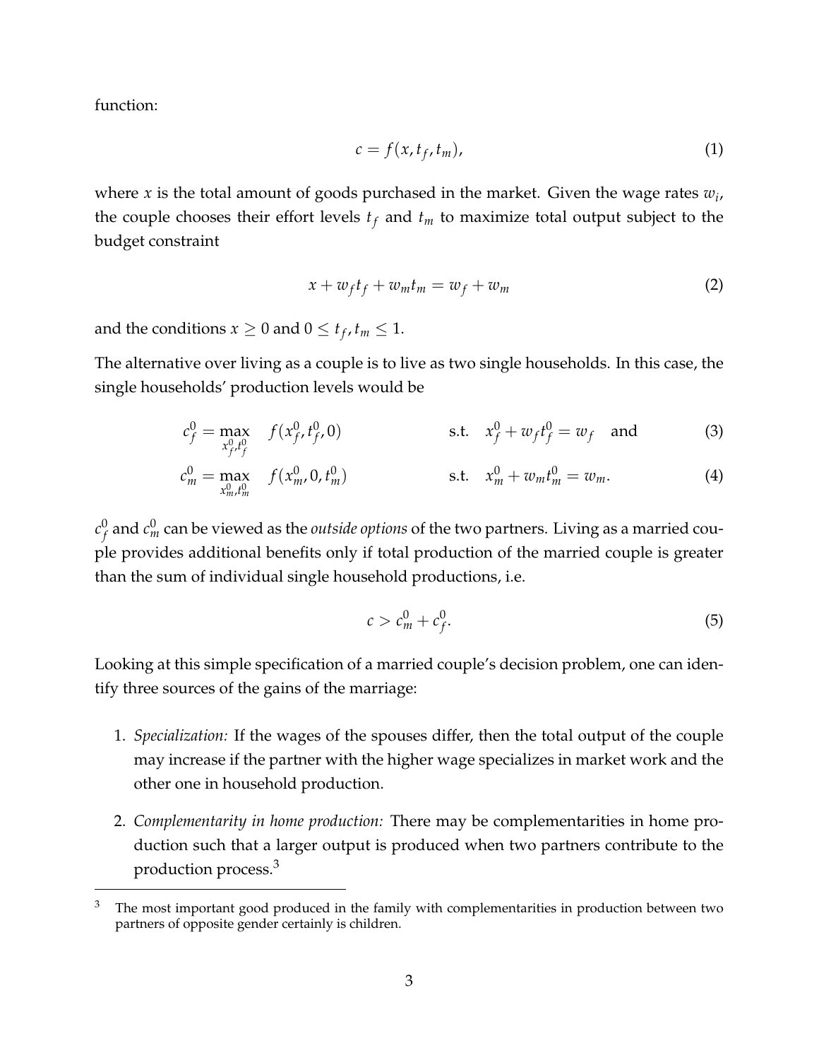function:

$$c = f(x, t_f, t_m), \tag{1}$$

where $x$ is the total amount of goods purchased in the market. Given the wage rates $w_i$, the couple chooses their effort levels $t_f$ and $t_m$ to maximize total output subject to the budget constraint

$$x + w_f t_f + w_m t_m = w_f + w_m \tag{2}$$

and the conditions $x \geq 0$ and $0 \leq t_f, t_m \leq 1$.

The alternative over living as a couple is to live as two single households. In this case, the single households' production levels would be

$$c_f^0 = \max_{x_f^0, t_f^0} \quad f(x_f^0, t_f^0, 0) \qquad \text{s.t.} \quad x_f^0 + w_f t_f^0 = w_f \quad \text{and} \tag{3}$$

$$c_m^0 = \max_{x_m^0, t_m^0} \quad f(x_m^0, 0, t_m^0) \qquad \text{s.t.} \quad x_m^0 + w_m t_m^0 = w_m. \tag{4}$$

$c_f^0$ and $c_m^0$ can be viewed as the *outside options* of the two partners. Living as a married couple provides additional benefits only if total production of the married couple is greater than the sum of individual single household productions, i.e.

$$c > c_m^0 + c_f^0. \tag{5}$$

Looking at this simple specification of a married couple's decision problem, one can identify three sources of the gains of the marriage:

1. *Specialization:* If the wages of the spouses differ, then the total output of the couple may increase if the partner with the higher wage specializes in market work and the other one in household production.

2. *Complementarity in home production:* There may be complementarities in home production such that a larger output is produced when two partners contribute to the production process.[3]

[3] The most important good produced in the family with complementarities in production between two partners of opposite gender certainly is children.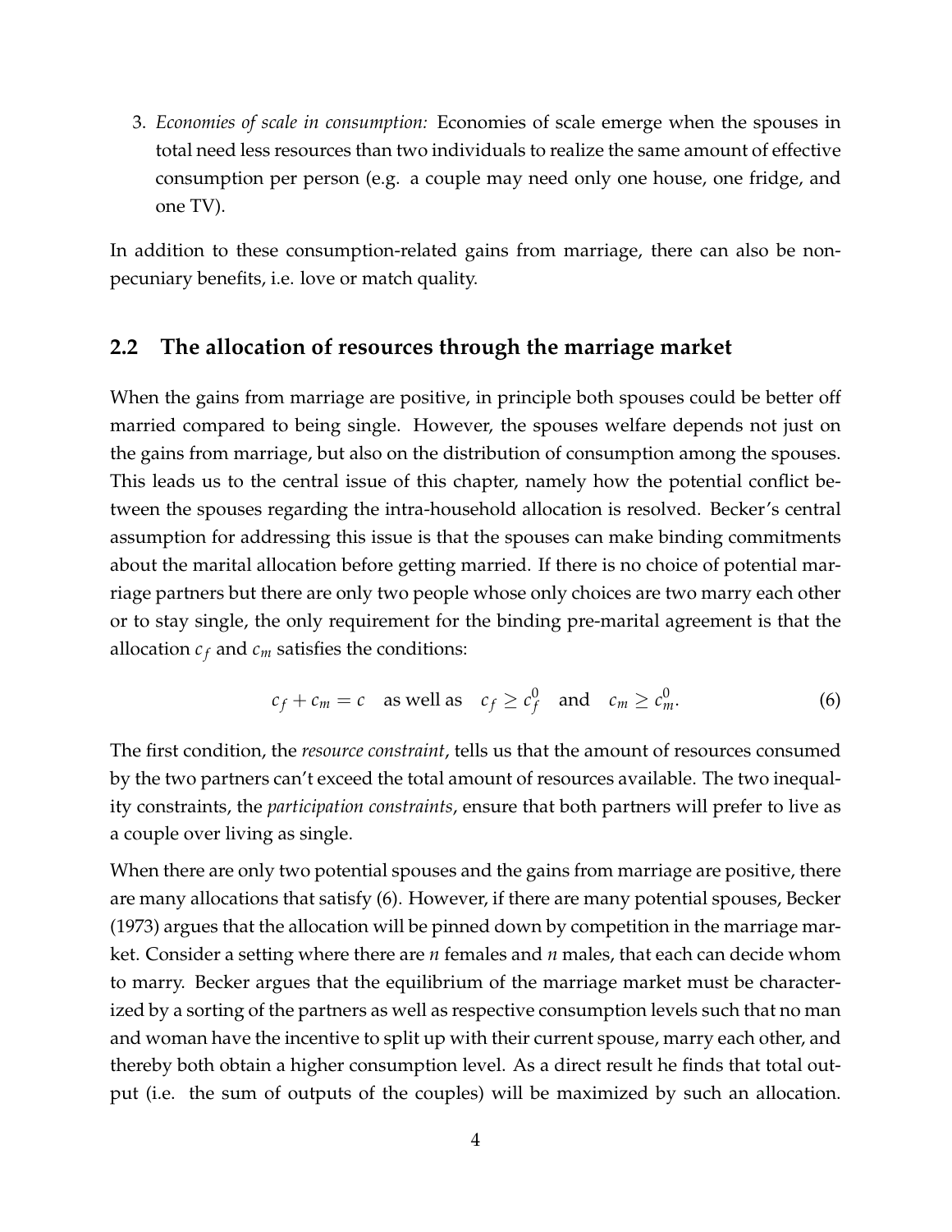3. *Economies of scale in consumption:* Economies of scale emerge when the spouses in total need less resources than two individuals to realize the same amount of effective consumption per person (e.g. a couple may need only one house, one fridge, and one TV).

In addition to these consumption-related gains from marriage, there can also be non-pecuniary benefits, i.e. love or match quality.

## 2.2 The allocation of resources through the marriage market

When the gains from marriage are positive, in principle both spouses could be better off married compared to being single. However, the spouses welfare depends not just on the gains from marriage, but also on the distribution of consumption among the spouses. This leads us to the central issue of this chapter, namely how the potential conflict between the spouses regarding the intra-household allocation is resolved. Becker's central assumption for addressing this issue is that the spouses can make binding commitments about the marital allocation before getting married. If there is no choice of potential marriage partners but there are only two people whose only choices are two marry each other or to stay single, the only requirement for the binding pre-marital agreement is that the allocation $c_f$ and $c_m$ satisfies the conditions:

$$c_f + c_m = c \quad \text{as well as} \quad c_f \geq c_f^0 \quad \text{and} \quad c_m \geq c_m^0. \tag{6}$$

The first condition, the *resource constraint*, tells us that the amount of resources consumed by the two partners can't exceed the total amount of resources available. The two inequality constraints, the *participation constraints*, ensure that both partners will prefer to live as a couple over living as single.

When there are only two potential spouses and the gains from marriage are positive, there are many allocations that satisfy (6). However, if there are many potential spouses, Becker (1973) argues that the allocation will be pinned down by competition in the marriage market. Consider a setting where there are $n$ females and $n$ males, that each can decide whom to marry. Becker argues that the equilibrium of the marriage market must be characterized by a sorting of the partners as well as respective consumption levels such that no man and woman have the incentive to split up with their current spouse, marry each other, and thereby both obtain a higher consumption level. As a direct result he finds that total output (i.e. the sum of outputs of the couples) will be maximized by such an allocation.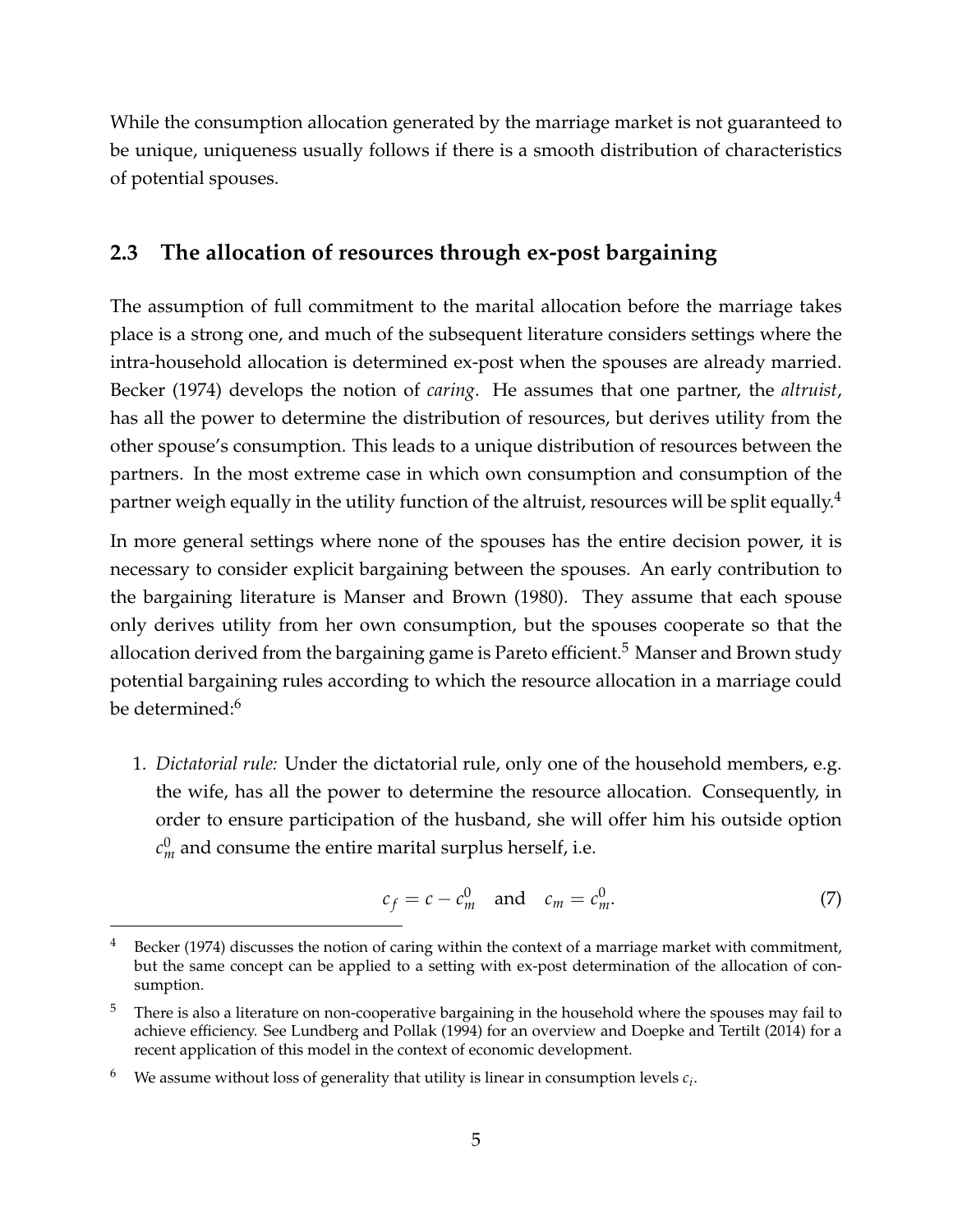While the consumption allocation generated by the marriage market is not guaranteed to be unique, uniqueness usually follows if there is a smooth distribution of characteristics of potential spouses.

## 2.3 The allocation of resources through ex-post bargaining

The assumption of full commitment to the marital allocation before the marriage takes place is a strong one, and much of the subsequent literature considers settings where the intra-household allocation is determined ex-post when the spouses are already married. Becker (1974) develops the notion of *caring*. He assumes that one partner, the *altruist*, has all the power to determine the distribution of resources, but derives utility from the other spouse's consumption. This leads to a unique distribution of resources between the partners. In the most extreme case in which own consumption and consumption of the partner weigh equally in the utility function of the altruist, resources will be split equally.[4]

In more general settings where none of the spouses has the entire decision power, it is necessary to consider explicit bargaining between the spouses. An early contribution to the bargaining literature is Manser and Brown (1980). They assume that each spouse only derives utility from her own consumption, but the spouses cooperate so that the allocation derived from the bargaining game is Pareto efficient.[5] Manser and Brown study potential bargaining rules according to which the resource allocation in a marriage could be determined:[6]

1. *Dictatorial rule:* Under the dictatorial rule, only one of the household members, e.g. the wife, has all the power to determine the resource allocation. Consequently, in order to ensure participation of the husband, she will offer him his outside option $c_m^0$ and consume the entire marital surplus herself, i.e.

$$c_f = c - c_m^0 \quad \text{and} \quad c_m = c_m^0. \tag{7}$$

---

[4] Becker (1974) discusses the notion of caring within the context of a marriage market with commitment, but the same concept can be applied to a setting with ex-post determination of the allocation of consumption.

[5] There is also a literature on non-cooperative bargaining in the household where the spouses may fail to achieve efficiency. See Lundberg and Pollak (1994) for an overview and Doepke and Tertilt (2014) for a recent application of this model in the context of economic development.

[6] We assume without loss of generality that utility is linear in consumption levels $c_i$.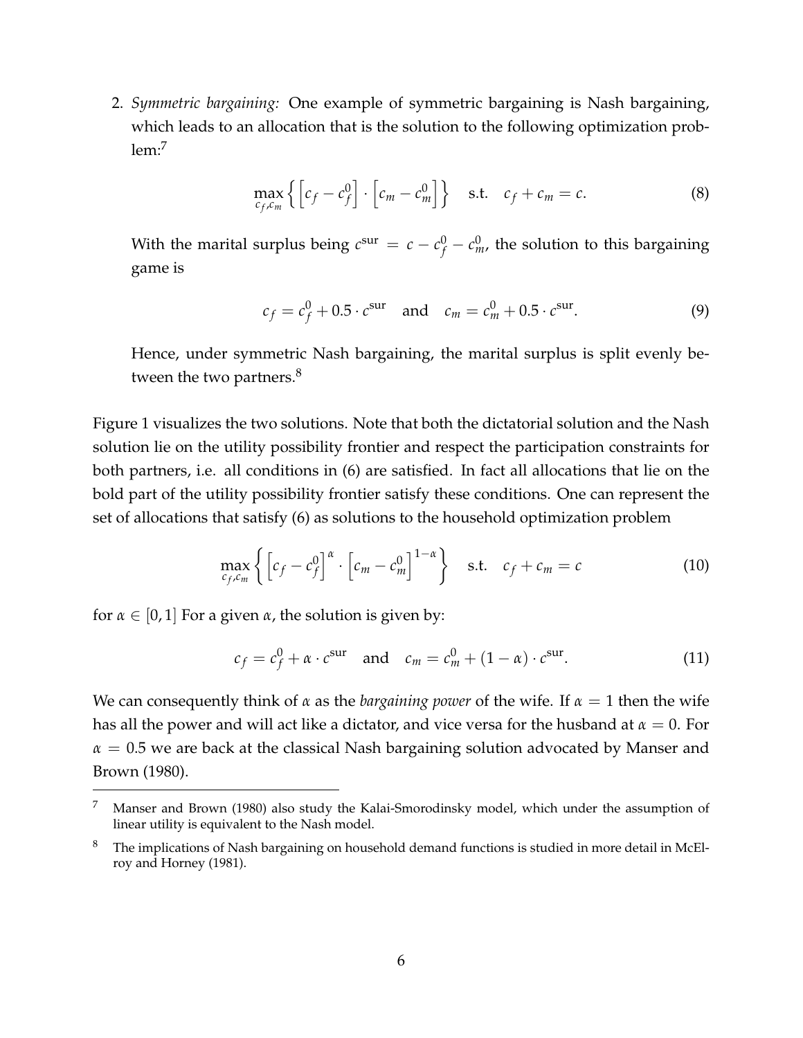2. *Symmetric bargaining:* One example of symmetric bargaining is Nash bargaining, which leads to an allocation that is the solution to the following optimization problem:[7]

$$\max_{c_f, c_m} \left\{ \left[c_f - c_f^0\right] \cdot \left[c_m - c_m^0\right] \right\} \quad \text{s.t.} \quad c_f + c_m = c. \tag{8}$$

With the marital surplus being $c^{\text{sur}} = c - c_f^0 - c_m^0$, the solution to this bargaining game is

$$c_f = c_f^0 + 0.5 \cdot c^{\text{sur}} \quad \text{and} \quad c_m = c_m^0 + 0.5 \cdot c^{\text{sur}}. \tag{9}$$

Hence, under symmetric Nash bargaining, the marital surplus is split evenly between the two partners.[8]

Figure 1 visualizes the two solutions. Note that both the dictatorial solution and the Nash solution lie on the utility possibility frontier and respect the participation constraints for both partners, i.e. all conditions in (6) are satisfied. In fact all allocations that lie on the bold part of the utility possibility frontier satisfy these conditions. One can represent the set of allocations that satisfy (6) as solutions to the household optimization problem

$$\max_{c_f, c_m} \left\{ \left[c_f - c_f^0\right]^{\alpha} \cdot \left[c_m - c_m^0\right]^{1-\alpha} \right\} \quad \text{s.t.} \quad c_f + c_m = c \tag{10}$$

for $\alpha \in [0, 1]$ For a given $\alpha$, the solution is given by:

$$c_f = c_f^0 + \alpha \cdot c^{\text{sur}} \quad \text{and} \quad c_m = c_m^0 + (1 - \alpha) \cdot c^{\text{sur}}. \tag{11}$$

We can consequently think of $\alpha$ as the *bargaining power* of the wife. If $\alpha = 1$ then the wife has all the power and will act like a dictator, and vice versa for the husband at $\alpha = 0$. For $\alpha = 0.5$ we are back at the classical Nash bargaining solution advocated by Manser and Brown (1980).

---

[7] Manser and Brown (1980) also study the Kalai-Smorodinsky model, which under the assumption of linear utility is equivalent to the Nash model.

[8] The implications of Nash bargaining on household demand functions is studied in more detail in McElroy and Horney (1981).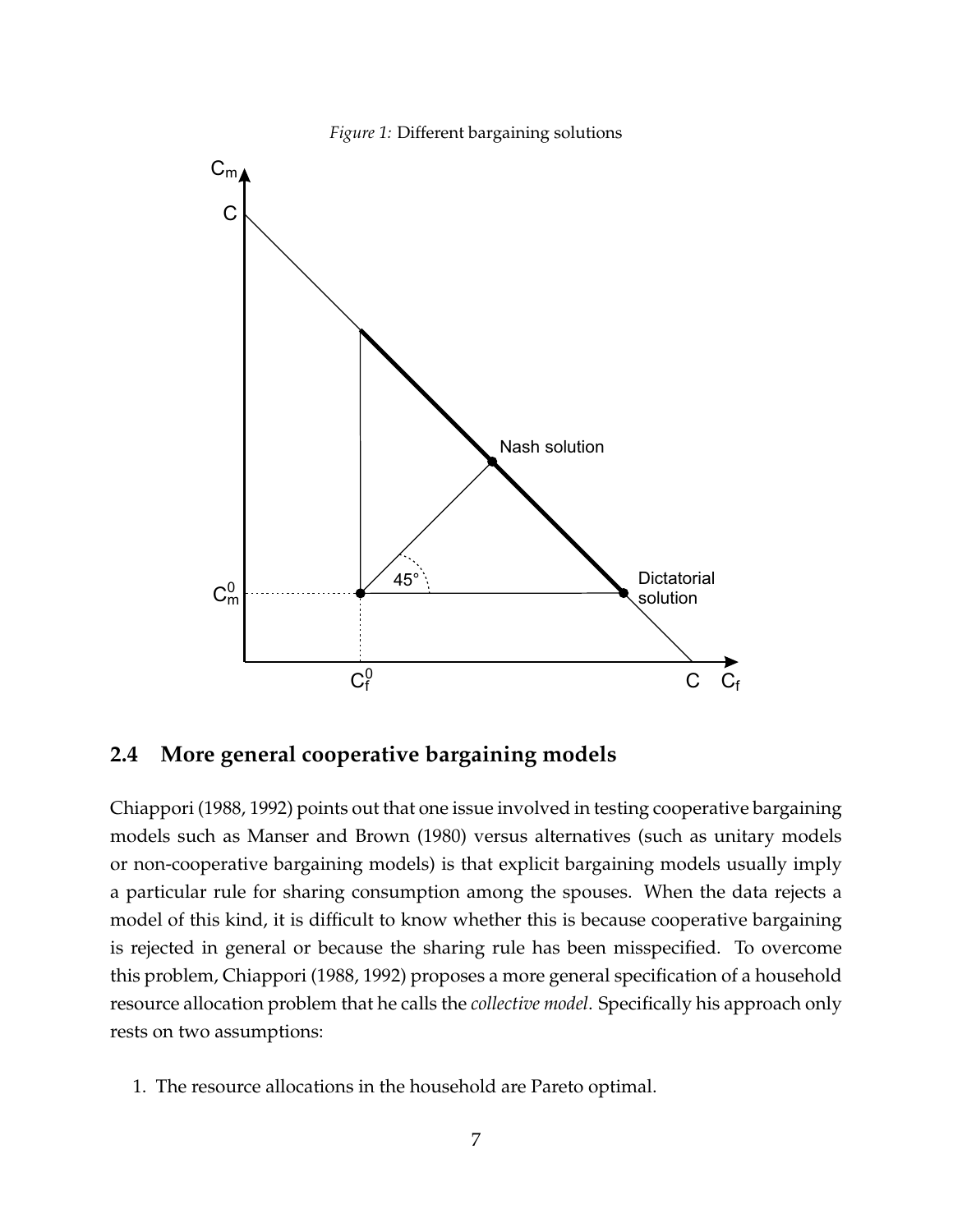*Figure 1:* Different bargaining solutions

## 2.4 More general cooperative bargaining models

Chiappori (1988, 1992) points out that one issue involved in testing cooperative bargaining models such as Manser and Brown (1980) versus alternatives (such as unitary models or non-cooperative bargaining models) is that explicit bargaining models usually imply a particular rule for sharing consumption among the spouses. When the data rejects a model of this kind, it is difficult to know whether this is because cooperative bargaining is rejected in general or because the sharing rule has been misspecified. To overcome this problem, Chiappori (1988, 1992) proposes a more general specification of a household resource allocation problem that he calls the *collective model*. Specifically his approach only rests on two assumptions:

1. The resource allocations in the household are Pareto optimal.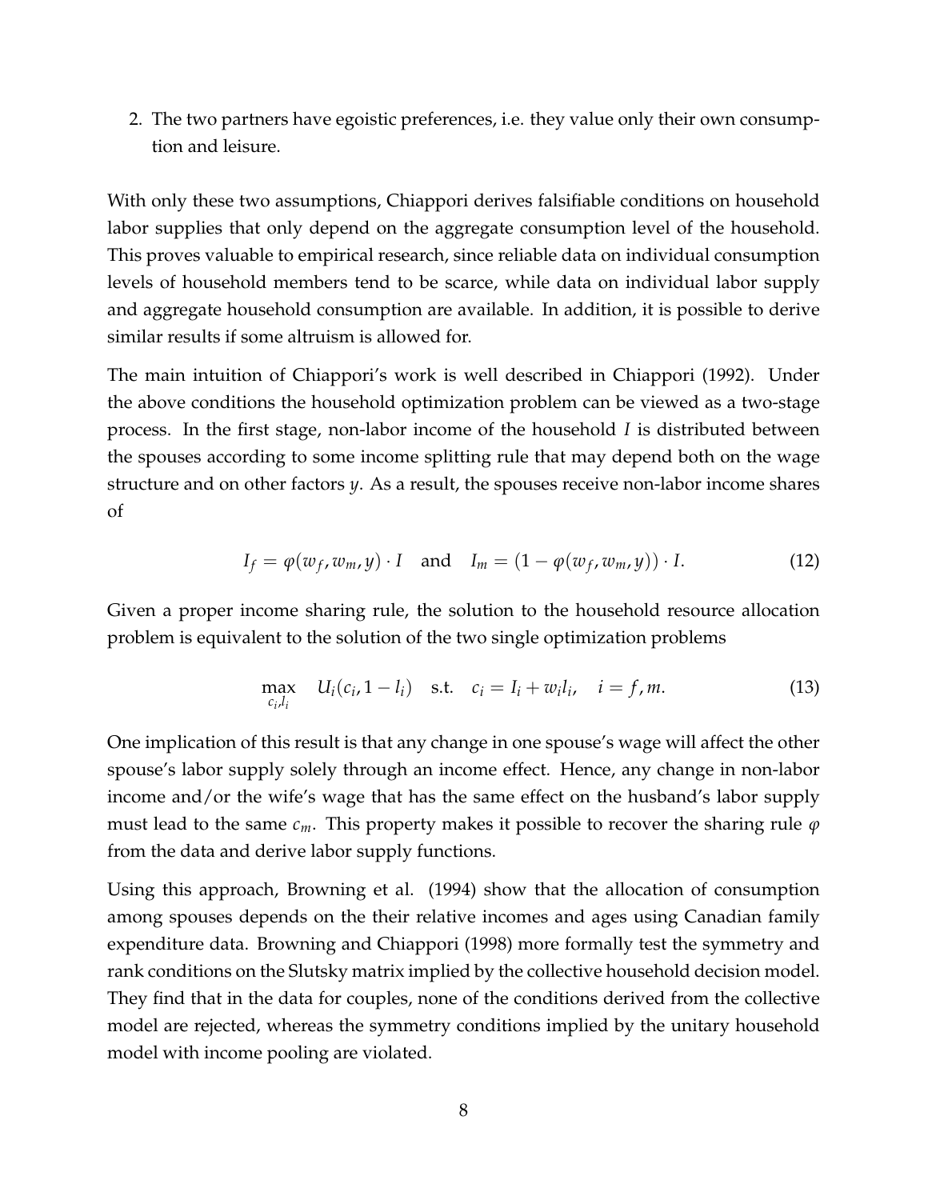2. The two partners have egoistic preferences, i.e. they value only their own consumption and leisure.

With only these two assumptions, Chiappori derives falsifiable conditions on household labor supplies that only depend on the aggregate consumption level of the household. This proves valuable to empirical research, since reliable data on individual consumption levels of household members tend to be scarce, while data on individual labor supply and aggregate household consumption are available. In addition, it is possible to derive similar results if some altruism is allowed for.

The main intuition of Chiappori's work is well described in Chiappori (1992). Under the above conditions the household optimization problem can be viewed as a two-stage process. In the first stage, non-labor income of the household $I$ is distributed between the spouses according to some income splitting rule that may depend both on the wage structure and on other factors $y$. As a result, the spouses receive non-labor income shares of

$$I_f = \varphi(w_f, w_m, y) \cdot I \quad \text{and} \quad I_m = (1 - \varphi(w_f, w_m, y)) \cdot I. \tag{12}$$

Given a proper income sharing rule, the solution to the household resource allocation problem is equivalent to the solution of the two single optimization problems

$$\max_{c_i, l_i} \quad U_i(c_i, 1 - l_i) \quad \text{s.t.} \quad c_i = I_i + w_i l_i, \quad i = f, m. \tag{13}$$

One implication of this result is that any change in one spouse's wage will affect the other spouse's labor supply solely through an income effect. Hence, any change in non-labor income and/or the wife's wage that has the same effect on the husband's labor supply must lead to the same $c_m$. This property makes it possible to recover the sharing rule $\varphi$ from the data and derive labor supply functions.

Using this approach, Browning et al. (1994) show that the allocation of consumption among spouses depends on the their relative incomes and ages using Canadian family expenditure data. Browning and Chiappori (1998) more formally test the symmetry and rank conditions on the Slutsky matrix implied by the collective household decision model. They find that in the data for couples, none of the conditions derived from the collective model are rejected, whereas the symmetry conditions implied by the unitary household model with income pooling are violated.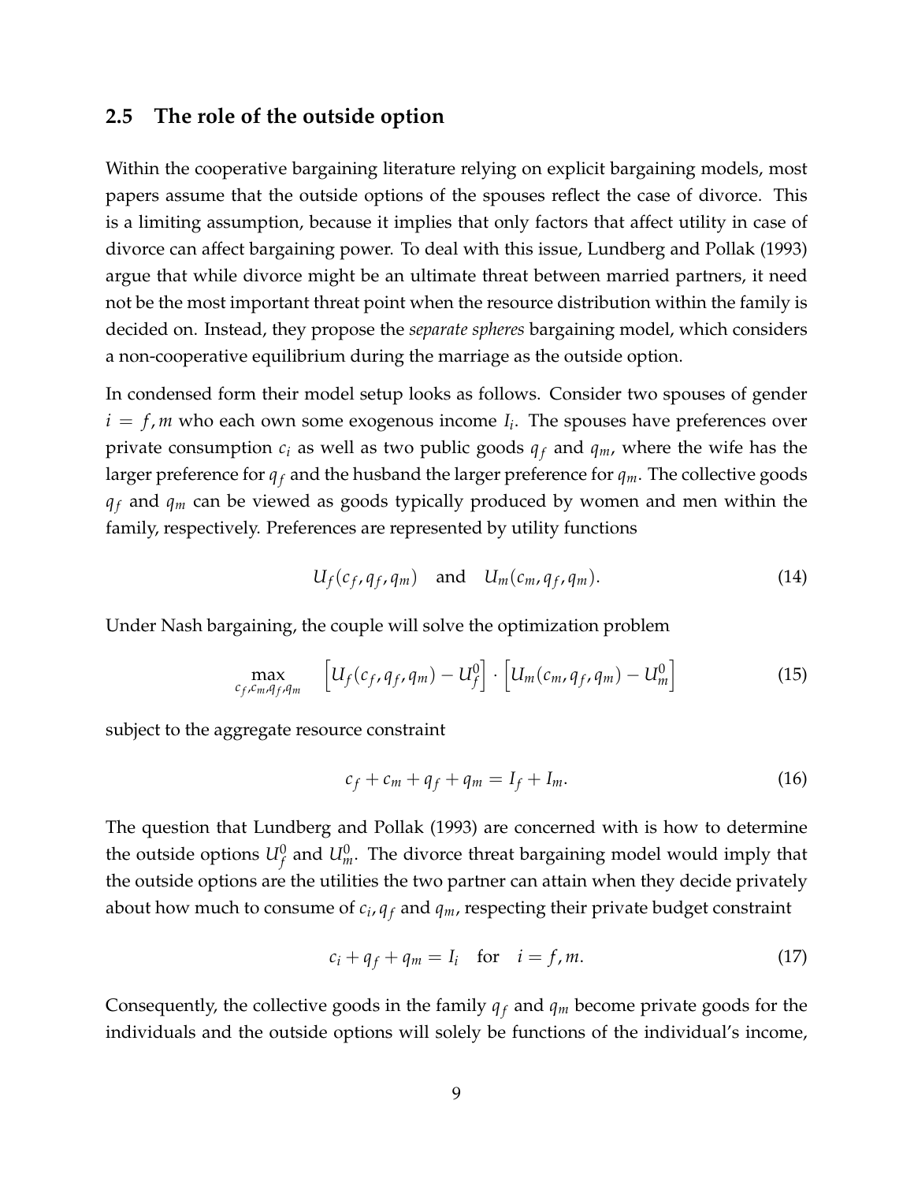### 2.5 The role of the outside option

Within the cooperative bargaining literature relying on explicit bargaining models, most papers assume that the outside options of the spouses reflect the case of divorce. This is a limiting assumption, because it implies that only factors that affect utility in case of divorce can affect bargaining power. To deal with this issue, Lundberg and Pollak (1993) argue that while divorce might be an ultimate threat between married partners, it need not be the most important threat point when the resource distribution within the family is decided on. Instead, they propose the *separate spheres* bargaining model, which considers a non-cooperative equilibrium during the marriage as the outside option.

In condensed form their model setup looks as follows. Consider two spouses of gender $i = f, m$ who each own some exogenous income $I_i$. The spouses have preferences over private consumption $c_i$ as well as two public goods $q_f$ and $q_m$, where the wife has the larger preference for $q_f$ and the husband the larger preference for $q_m$. The collective goods $q_f$ and $q_m$ can be viewed as goods typically produced by women and men within the family, respectively. Preferences are represented by utility functions

$$U_f(c_f, q_f, q_m) \quad \text{and} \quad U_m(c_m, q_f, q_m). \tag{14}$$

Under Nash bargaining, the couple will solve the optimization problem

$$\max_{c_f, c_m, q_f, q_m} \quad \left[U_f(c_f, q_f, q_m) - U_f^0\right] \cdot \left[U_m(c_m, q_f, q_m) - U_m^0\right] \tag{15}$$

subject to the aggregate resource constraint

$$c_f + c_m + q_f + q_m = I_f + I_m. \tag{16}$$

The question that Lundberg and Pollak (1993) are concerned with is how to determine the outside options $U_f^0$ and $U_m^0$. The divorce threat bargaining model would imply that the outside options are the utilities the two partner can attain when they decide privately about how much to consume of $c_i, q_f$ and $q_m$, respecting their private budget constraint

$$c_i + q_f + q_m = I_i \quad \text{for} \quad i = f, m. \tag{17}$$

Consequently, the collective goods in the family $q_f$ and $q_m$ become private goods for the individuals and the outside options will solely be functions of the individual's income,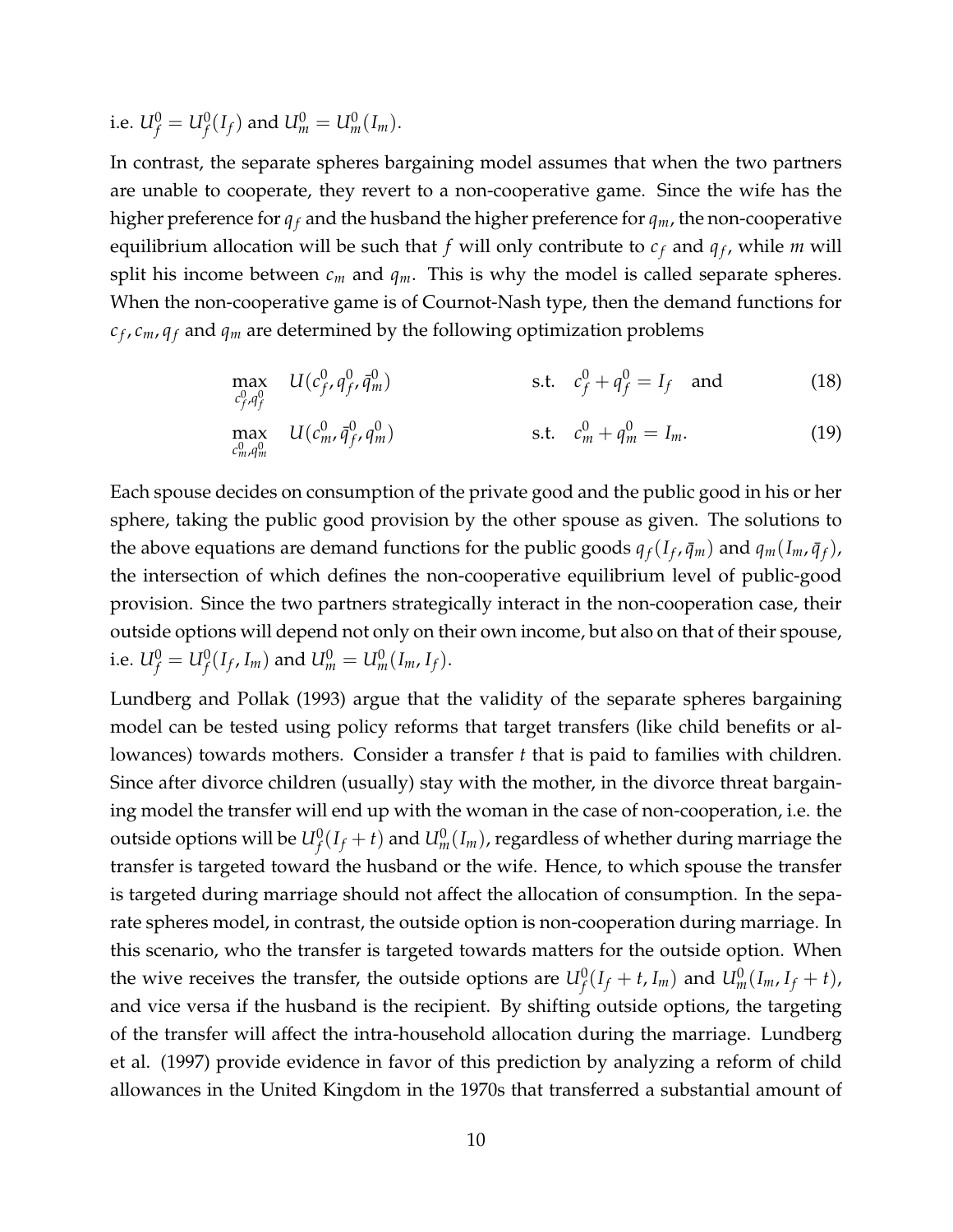i.e. $U_f^0 = U_f^0(I_f)$ and $U_m^0 = U_m^0(I_m)$.

In contrast, the separate spheres bargaining model assumes that when the two partners are unable to cooperate, they revert to a non-cooperative game. Since the wife has the higher preference for $q_f$ and the husband the higher preference for $q_m$, the non-cooperative equilibrium allocation will be such that $f$ will only contribute to $c_f$ and $q_f$, while $m$ will split his income between $c_m$ and $q_m$. This is why the model is called separate spheres. When the non-cooperative game is of Cournot-Nash type, then the demand functions for $c_f, c_m, q_f$ and $q_m$ are determined by the following optimization problems

$$\max_{c_f^0, q_f^0} \quad U(c_f^0, q_f^0, \bar{q}_m^0) \qquad \text{s.t.} \quad c_f^0 + q_f^0 = I_f \quad \text{and} \tag{18}$$

$$\max_{c_m^0, q_m^0} \quad U(c_m^0, \bar{q}_f^0, q_m^0) \qquad \text{s.t.} \quad c_m^0 + q_m^0 = I_m. \tag{19}$$

Each spouse decides on consumption of the private good and the public good in his or her sphere, taking the public good provision by the other spouse as given. The solutions to the above equations are demand functions for the public goods $q_f(I_f, \bar{q}_m)$ and $q_m(I_m, \bar{q}_f)$, the intersection of which defines the non-cooperative equilibrium level of public-good provision. Since the two partners strategically interact in the non-cooperation case, their outside options will depend not only on their own income, but also on that of their spouse, i.e. $U_f^0 = U_f^0(I_f, I_m)$ and $U_m^0 = U_m^0(I_m, I_f)$.

Lundberg and Pollak (1993) argue that the validity of the separate spheres bargaining model can be tested using policy reforms that target transfers (like child benefits or allowances) towards mothers. Consider a transfer $t$ that is paid to families with children. Since after divorce children (usually) stay with the mother, in the divorce threat bargaining model the transfer will end up with the woman in the case of non-cooperation, i.e. the outside options will be $U_f^0(I_f + t)$ and $U_m^0(I_m)$, regardless of whether during marriage the transfer is targeted toward the husband or the wife. Hence, to which spouse the transfer is targeted during marriage should not affect the allocation of consumption. In the separate spheres model, in contrast, the outside option is non-cooperation during marriage. In this scenario, who the transfer is targeted towards matters for the outside option. When the wive receives the transfer, the outside options are $U_f^0(I_f + t, I_m)$ and $U_m^0(I_m, I_f + t)$, and vice versa if the husband is the recipient. By shifting outside options, the targeting of the transfer will affect the intra-household allocation during the marriage. Lundberg et al. (1997) provide evidence in favor of this prediction by analyzing a reform of child allowances in the United Kingdom in the 1970s that transferred a substantial amount of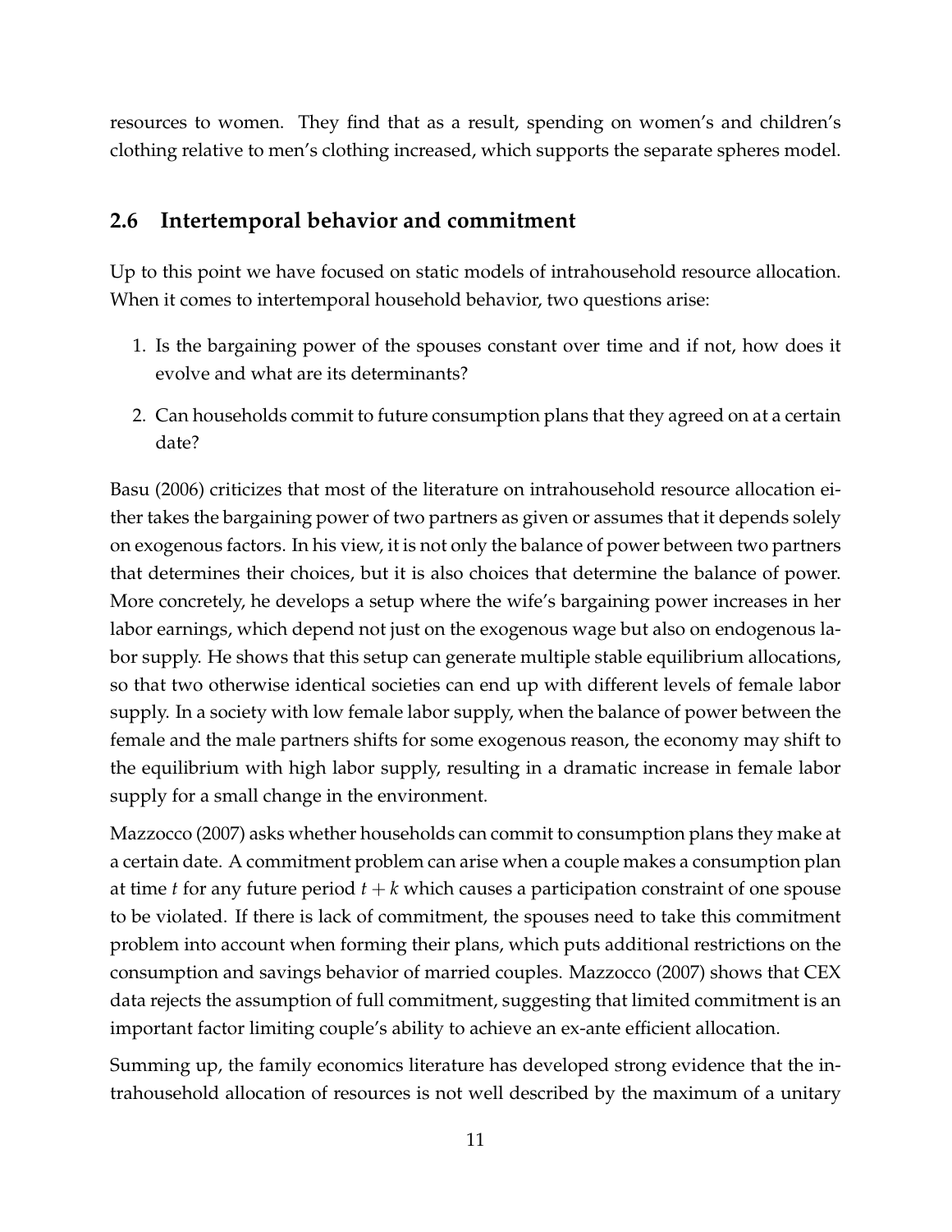resources to women. They find that as a result, spending on women's and children's clothing relative to men's clothing increased, which supports the separate spheres model.

## 2.6 Intertemporal behavior and commitment

Up to this point we have focused on static models of intrahousehold resource allocation. When it comes to intertemporal household behavior, two questions arise:

1. Is the bargaining power of the spouses constant over time and if not, how does it evolve and what are its determinants?
2. Can households commit to future consumption plans that they agreed on at a certain date?

Basu (2006) criticizes that most of the literature on intrahousehold resource allocation either takes the bargaining power of two partners as given or assumes that it depends solely on exogenous factors. In his view, it is not only the balance of power between two partners that determines their choices, but it is also choices that determine the balance of power. More concretely, he develops a setup where the wife's bargaining power increases in her labor earnings, which depend not just on the exogenous wage but also on endogenous labor supply. He shows that this setup can generate multiple stable equilibrium allocations, so that two otherwise identical societies can end up with different levels of female labor supply. In a society with low female labor supply, when the balance of power between the female and the male partners shifts for some exogenous reason, the economy may shift to the equilibrium with high labor supply, resulting in a dramatic increase in female labor supply for a small change in the environment.

Mazzocco (2007) asks whether households can commit to consumption plans they make at a certain date. A commitment problem can arise when a couple makes a consumption plan at time $t$ for any future period $t + k$ which causes a participation constraint of one spouse to be violated. If there is lack of commitment, the spouses need to take this commitment problem into account when forming their plans, which puts additional restrictions on the consumption and savings behavior of married couples. Mazzocco (2007) shows that CEX data rejects the assumption of full commitment, suggesting that limited commitment is an important factor limiting couple's ability to achieve an ex-ante efficient allocation.

Summing up, the family economics literature has developed strong evidence that the intrahousehold allocation of resources is not well described by the maximum of a unitary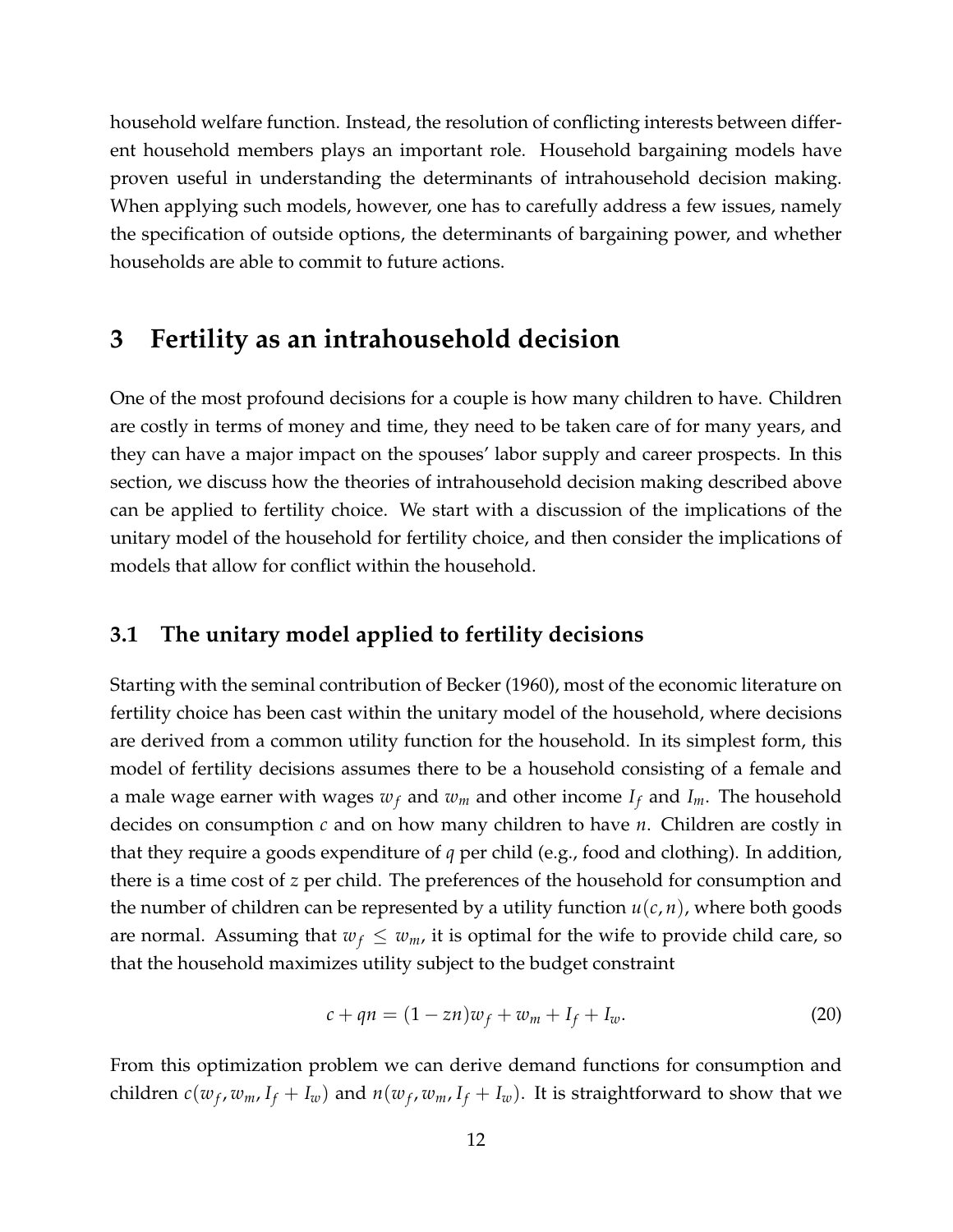household welfare function. Instead, the resolution of conflicting interests between different household members plays an important role. Household bargaining models have proven useful in understanding the determinants of intrahousehold decision making. When applying such models, however, one has to carefully address a few issues, namely the specification of outside options, the determinants of bargaining power, and whether households are able to commit to future actions.

# 3 Fertility as an intrahousehold decision

One of the most profound decisions for a couple is how many children to have. Children are costly in terms of money and time, they need to be taken care of for many years, and they can have a major impact on the spouses' labor supply and career prospects. In this section, we discuss how the theories of intrahousehold decision making described above can be applied to fertility choice. We start with a discussion of the implications of the unitary model of the household for fertility choice, and then consider the implications of models that allow for conflict within the household.

## 3.1 The unitary model applied to fertility decisions

Starting with the seminal contribution of Becker (1960), most of the economic literature on fertility choice has been cast within the unitary model of the household, where decisions are derived from a common utility function for the household. In its simplest form, this model of fertility decisions assumes there to be a household consisting of a female and a male wage earner with wages $w_f$ and $w_m$ and other income $I_f$ and $I_m$. The household decides on consumption $c$ and on how many children to have $n$. Children are costly in that they require a goods expenditure of $q$ per child (e.g., food and clothing). In addition, there is a time cost of $z$ per child. The preferences of the household for consumption and the number of children can be represented by a utility function $u(c, n)$, where both goods are normal. Assuming that $w_f \leq w_m$, it is optimal for the wife to provide child care, so that the household maximizes utility subject to the budget constraint

$$c + qn = (1 - zn)w_f + w_m + I_f + I_w. \tag{20}$$

From this optimization problem we can derive demand functions for consumption and children $c(w_f, w_m, I_f + I_w)$ and $n(w_f, w_m, I_f + I_w)$. It is straightforward to show that we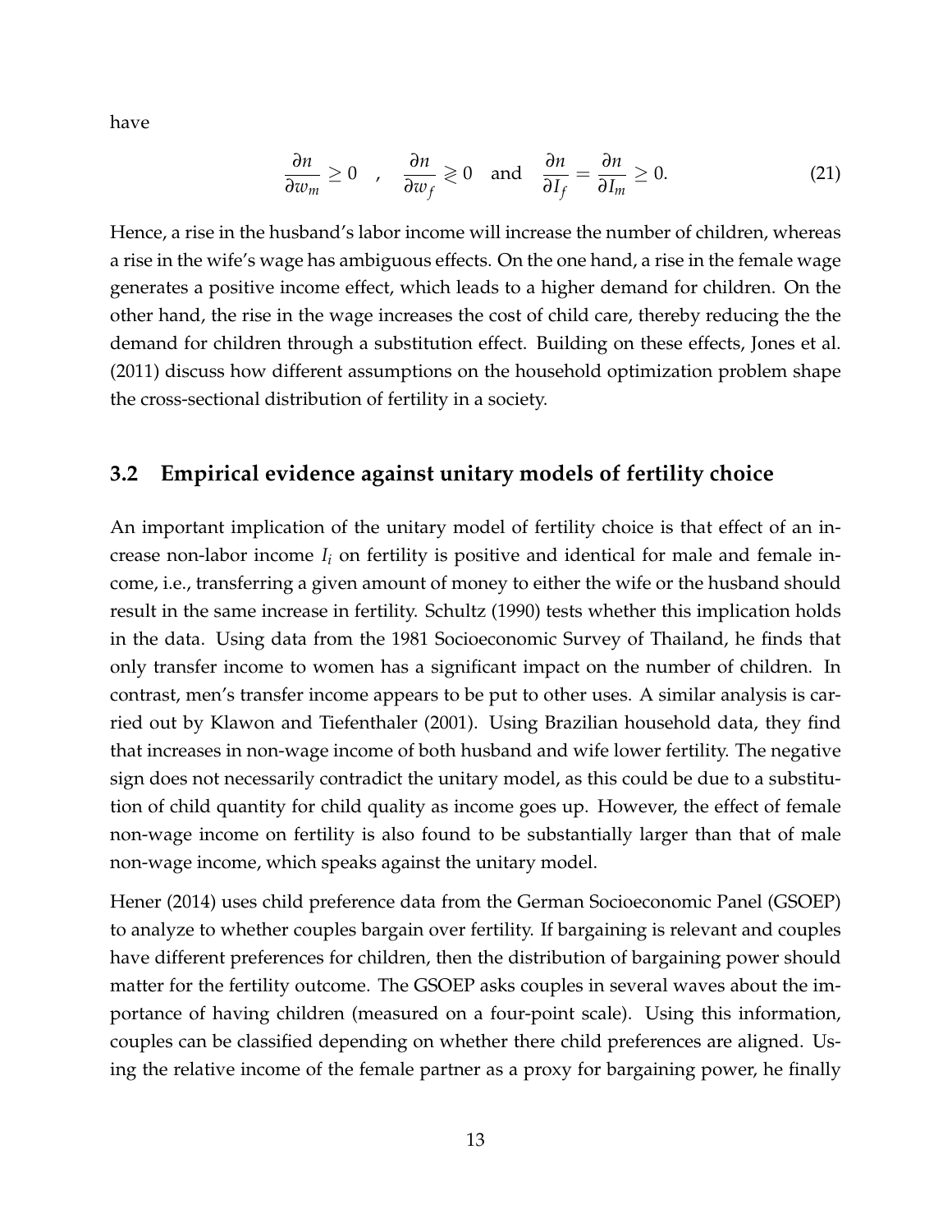have

$$\frac{\partial n}{\partial w_m} \geq 0 \quad , \quad \frac{\partial n}{\partial w_f} \gtrless 0 \quad \text{and} \quad \frac{\partial n}{\partial I_f} = \frac{\partial n}{\partial I_m} \geq 0. \tag{21}$$

Hence, a rise in the husband's labor income will increase the number of children, whereas a rise in the wife's wage has ambiguous effects. On the one hand, a rise in the female wage generates a positive income effect, which leads to a higher demand for children. On the other hand, the rise in the wage increases the cost of child care, thereby reducing the the demand for children through a substitution effect. Building on these effects, Jones et al. (2011) discuss how different assumptions on the household optimization problem shape the cross-sectional distribution of fertility in a society.

## 3.2 Empirical evidence against unitary models of fertility choice

An important implication of the unitary model of fertility choice is that effect of an increase non-labor income $I_i$ on fertility is positive and identical for male and female income, i.e., transferring a given amount of money to either the wife or the husband should result in the same increase in fertility. Schultz (1990) tests whether this implication holds in the data. Using data from the 1981 Socioeconomic Survey of Thailand, he finds that only transfer income to women has a significant impact on the number of children. In contrast, men's transfer income appears to be put to other uses. A similar analysis is carried out by Klawon and Tiefenthaler (2001). Using Brazilian household data, they find that increases in non-wage income of both husband and wife lower fertility. The negative sign does not necessarily contradict the unitary model, as this could be due to a substitution of child quantity for child quality as income goes up. However, the effect of female non-wage income on fertility is also found to be substantially larger than that of male non-wage income, which speaks against the unitary model.

Hener (2014) uses child preference data from the German Socioeconomic Panel (GSOEP) to analyze to whether couples bargain over fertility. If bargaining is relevant and couples have different preferences for children, then the distribution of bargaining power should matter for the fertility outcome. The GSOEP asks couples in several waves about the importance of having children (measured on a four-point scale). Using this information, couples can be classified depending on whether there child preferences are aligned. Using the relative income of the female partner as a proxy for bargaining power, he finally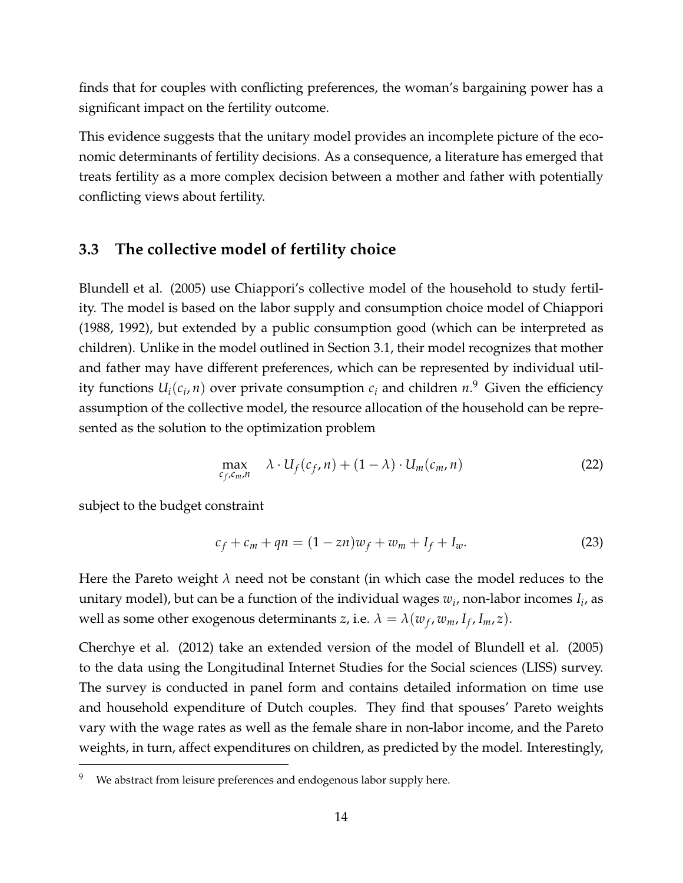finds that for couples with conflicting preferences, the woman's bargaining power has a significant impact on the fertility outcome.

This evidence suggests that the unitary model provides an incomplete picture of the economic determinants of fertility decisions. As a consequence, a literature has emerged that treats fertility as a more complex decision between a mother and father with potentially conflicting views about fertility.

### 3.3 The collective model of fertility choice

Blundell et al. (2005) use Chiappori's collective model of the household to study fertility. The model is based on the labor supply and consumption choice model of Chiappori (1988, 1992), but extended by a public consumption good (which can be interpreted as children). Unlike in the model outlined in Section 3.1, their model recognizes that mother and father may have different preferences, which can be represented by individual utility functions $U_i(c_i, n)$ over private consumption $c_i$ and children $n$.[9] Given the efficiency assumption of the collective model, the resource allocation of the household can be represented as the solution to the optimization problem

$$\max_{c_f, c_m, n} \quad \lambda \cdot U_f(c_f, n) + (1 - \lambda) \cdot U_m(c_m, n) \tag{22}$$

subject to the budget constraint

$$c_f + c_m + qn = (1 - zn)w_f + w_m + I_f + I_w. \tag{23}$$

Here the Pareto weight $\lambda$ need not be constant (in which case the model reduces to the unitary model), but can be a function of the individual wages $w_i$, non-labor incomes $I_i$, as well as some other exogenous determinants $z$, i.e. $\lambda = \lambda(w_f, w_m, I_f, I_m, z)$.

Cherchye et al. (2012) take an extended version of the model of Blundell et al. (2005) to the data using the Longitudinal Internet Studies for the Social sciences (LISS) survey. The survey is conducted in panel form and contains detailed information on time use and household expenditure of Dutch couples. They find that spouses' Pareto weights vary with the wage rates as well as the female share in non-labor income, and the Pareto weights, in turn, affect expenditures on children, as predicted by the model. Interestingly,

[9] We abstract from leisure preferences and endogenous labor supply here.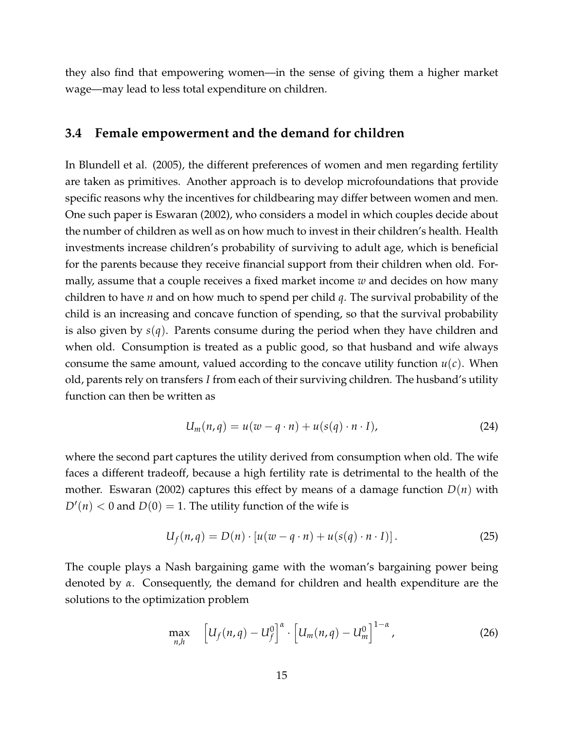they also find that empowering women—in the sense of giving them a higher market wage—may lead to less total expenditure on children.

### 3.4 Female empowerment and the demand for children

In Blundell et al. (2005), the different preferences of women and men regarding fertility are taken as primitives. Another approach is to develop microfoundations that provide specific reasons why the incentives for childbearing may differ between women and men. One such paper is Eswaran (2002), who considers a model in which couples decide about the number of children as well as on how much to invest in their children's health. Health investments increase children's probability of surviving to adult age, which is beneficial for the parents because they receive financial support from their children when old. Formally, assume that a couple receives a fixed market income $w$ and decides on how many children to have $n$ and on how much to spend per child $q$. The survival probability of the child is an increasing and concave function of spending, so that the survival probability is also given by $s(q)$. Parents consume during the period when they have children and when old. Consumption is treated as a public good, so that husband and wife always consume the same amount, valued according to the concave utility function $u(c)$. When old, parents rely on transfers $I$ from each of their surviving children. The husband's utility function can then be written as

$$U_m(n, q) = u(w - q \cdot n) + u(s(q) \cdot n \cdot I), \tag{24}$$

where the second part captures the utility derived from consumption when old. The wife faces a different tradeoff, because a high fertility rate is detrimental to the health of the mother. Eswaran (2002) captures this effect by means of a damage function $D(n)$ with $D'(n) < 0$ and $D(0) = 1$. The utility function of the wife is

$$U_f(n, q) = D(n) \cdot \left[ u(w - q \cdot n) + u(s(q) \cdot n \cdot I) \right]. \tag{25}$$

The couple plays a Nash bargaining game with the woman's bargaining power being denoted by $\alpha$. Consequently, the demand for children and health expenditure are the solutions to the optimization problem

$$\max_{n,h} \quad \left[ U_f(n, q) - U_f^0 \right]^{\alpha} \cdot \left[ U_m(n, q) - U_m^0 \right]^{1-\alpha}, \tag{26}$$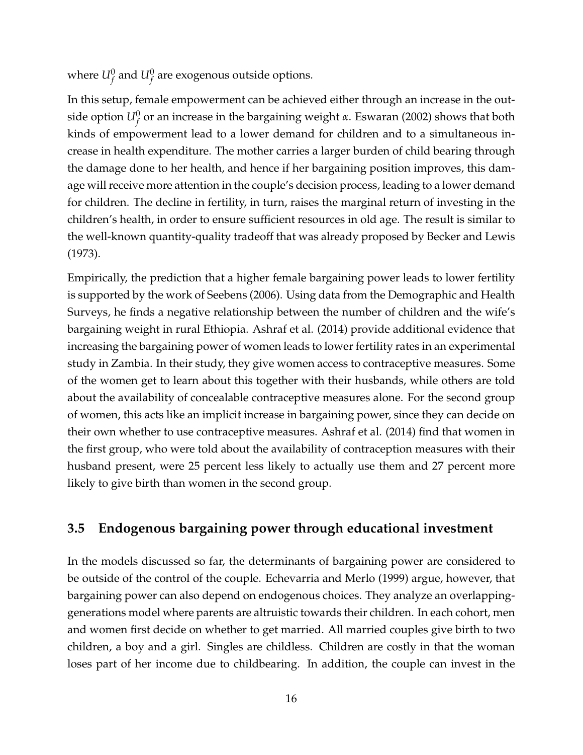where $U_f^0$ and $U_f^0$ are exogenous outside options.

In this setup, female empowerment can be achieved either through an increase in the outside option $U_f^0$ or an increase in the bargaining weight $\alpha$. Eswaran (2002) shows that both kinds of empowerment lead to a lower demand for children and to a simultaneous increase in health expenditure. The mother carries a larger burden of child bearing through the damage done to her health, and hence if her bargaining position improves, this damage will receive more attention in the couple's decision process, leading to a lower demand for children. The decline in fertility, in turn, raises the marginal return of investing in the children's health, in order to ensure sufficient resources in old age. The result is similar to the well-known quantity-quality tradeoff that was already proposed by Becker and Lewis (1973).

Empirically, the prediction that a higher female bargaining power leads to lower fertility is supported by the work of Seebens (2006). Using data from the Demographic and Health Surveys, he finds a negative relationship between the number of children and the wife's bargaining weight in rural Ethiopia. Ashraf et al. (2014) provide additional evidence that increasing the bargaining power of women leads to lower fertility rates in an experimental study in Zambia. In their study, they give women access to contraceptive measures. Some of the women get to learn about this together with their husbands, while others are told about the availability of concealable contraceptive measures alone. For the second group of women, this acts like an implicit increase in bargaining power, since they can decide on their own whether to use contraceptive measures. Ashraf et al. (2014) find that women in the first group, who were told about the availability of contraception measures with their husband present, were 25 percent less likely to actually use them and 27 percent more likely to give birth than women in the second group.

### 3.5 Endogenous bargaining power through educational investment

In the models discussed so far, the determinants of bargaining power are considered to be outside of the control of the couple. Echevarria and Merlo (1999) argue, however, that bargaining power can also depend on endogenous choices. They analyze an overlapping-generations model where parents are altruistic towards their children. In each cohort, men and women first decide on whether to get married. All married couples give birth to two children, a boy and a girl. Singles are childless. Children are costly in that the woman loses part of her income due to childbearing. In addition, the couple can invest in the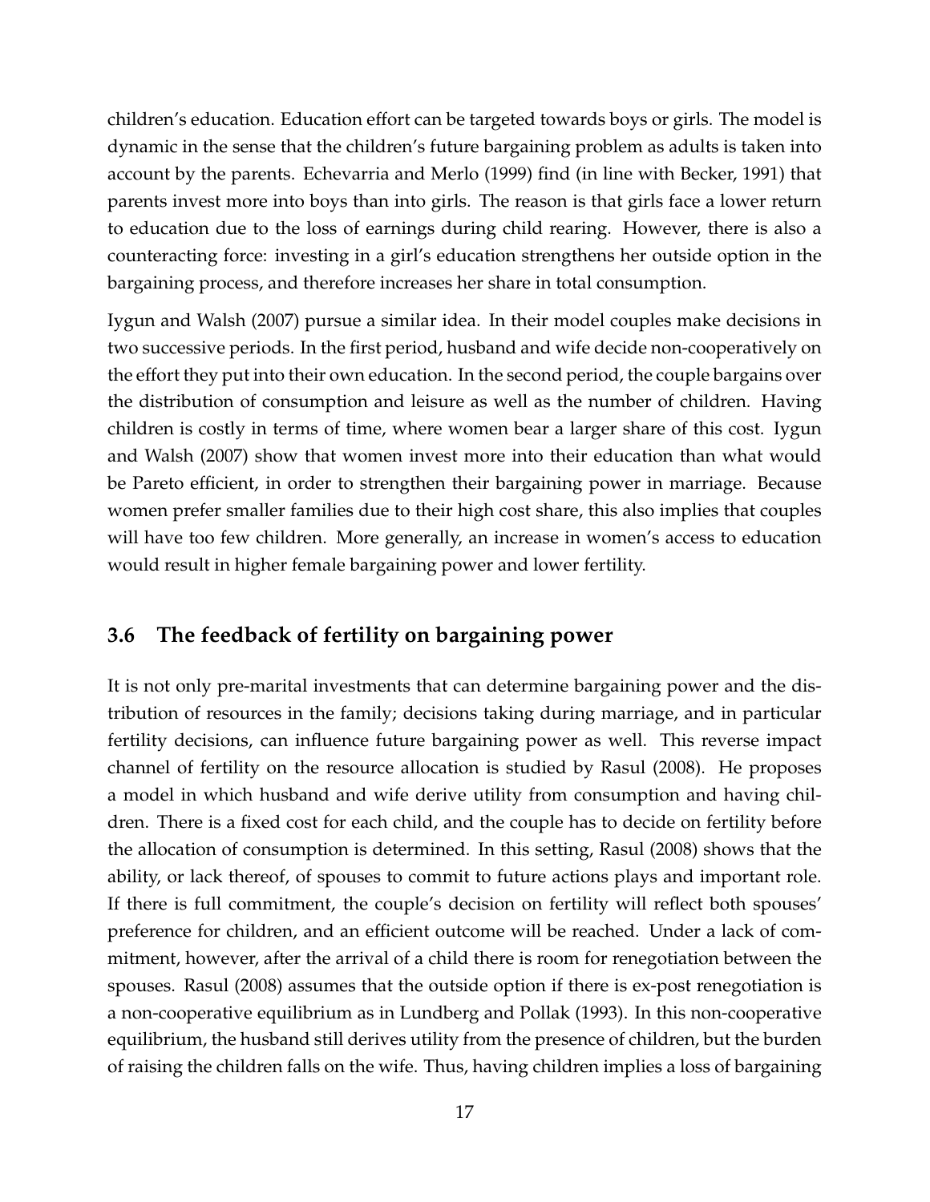children's education. Education effort can be targeted towards boys or girls. The model is dynamic in the sense that the children's future bargaining problem as adults is taken into account by the parents. Echevarria and Merlo (1999) find (in line with Becker, 1991) that parents invest more into boys than into girls. The reason is that girls face a lower return to education due to the loss of earnings during child rearing. However, there is also a counteracting force: investing in a girl's education strengthens her outside option in the bargaining process, and therefore increases her share in total consumption.

Iygun and Walsh (2007) pursue a similar idea. In their model couples make decisions in two successive periods. In the first period, husband and wife decide non-cooperatively on the effort they put into their own education. In the second period, the couple bargains over the distribution of consumption and leisure as well as the number of children. Having children is costly in terms of time, where women bear a larger share of this cost. Iygun and Walsh (2007) show that women invest more into their education than what would be Pareto efficient, in order to strengthen their bargaining power in marriage. Because women prefer smaller families due to their high cost share, this also implies that couples will have too few children. More generally, an increase in women's access to education would result in higher female bargaining power and lower fertility.

### 3.6 The feedback of fertility on bargaining power

It is not only pre-marital investments that can determine bargaining power and the distribution of resources in the family; decisions taking during marriage, and in particular fertility decisions, can influence future bargaining power as well. This reverse impact channel of fertility on the resource allocation is studied by Rasul (2008). He proposes a model in which husband and wife derive utility from consumption and having children. There is a fixed cost for each child, and the couple has to decide on fertility before the allocation of consumption is determined. In this setting, Rasul (2008) shows that the ability, or lack thereof, of spouses to commit to future actions plays and important role. If there is full commitment, the couple's decision on fertility will reflect both spouses' preference for children, and an efficient outcome will be reached. Under a lack of commitment, however, after the arrival of a child there is room for renegotiation between the spouses. Rasul (2008) assumes that the outside option if there is ex-post renegotiation is a non-cooperative equilibrium as in Lundberg and Pollak (1993). In this non-cooperative equilibrium, the husband still derives utility from the presence of children, but the burden of raising the children falls on the wife. Thus, having children implies a loss of bargaining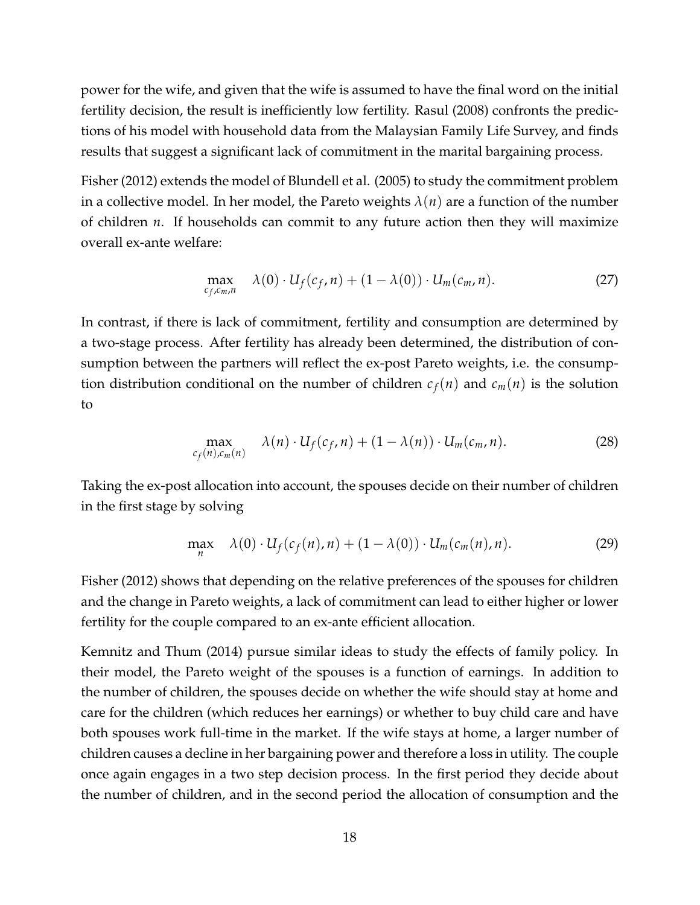power for the wife, and given that the wife is assumed to have the final word on the initial fertility decision, the result is inefficiently low fertility. Rasul (2008) confronts the predictions of his model with household data from the Malaysian Family Life Survey, and finds results that suggest a significant lack of commitment in the marital bargaining process.

Fisher (2012) extends the model of Blundell et al. (2005) to study the commitment problem in a collective model. In her model, the Pareto weights $\lambda(n)$ are a function of the number of children $n$. If households can commit to any future action then they will maximize overall ex-ante welfare:

$$\max_{c_f, c_m, n} \quad \lambda(0) \cdot U_f(c_f, n) + (1 - \lambda(0)) \cdot U_m(c_m, n). \tag{27}$$

In contrast, if there is lack of commitment, fertility and consumption are determined by a two-stage process. After fertility has already been determined, the distribution of consumption between the partners will reflect the ex-post Pareto weights, i.e. the consumption distribution conditional on the number of children $c_f(n)$ and $c_m(n)$ is the solution to

$$\max_{c_f(n), c_m(n)} \quad \lambda(n) \cdot U_f(c_f, n) + (1 - \lambda(n)) \cdot U_m(c_m, n). \tag{28}$$

Taking the ex-post allocation into account, the spouses decide on their number of children in the first stage by solving

$$\max_{n} \quad \lambda(0) \cdot U_f(c_f(n), n) + (1 - \lambda(0)) \cdot U_m(c_m(n), n). \tag{29}$$

Fisher (2012) shows that depending on the relative preferences of the spouses for children and the change in Pareto weights, a lack of commitment can lead to either higher or lower fertility for the couple compared to an ex-ante efficient allocation.

Kemnitz and Thum (2014) pursue similar ideas to study the effects of family policy. In their model, the Pareto weight of the spouses is a function of earnings. In addition to the number of children, the spouses decide on whether the wife should stay at home and care for the children (which reduces her earnings) or whether to buy child care and have both spouses work full-time in the market. If the wife stays at home, a larger number of children causes a decline in her bargaining power and therefore a loss in utility. The couple once again engages in a two step decision process. In the first period they decide about the number of children, and in the second period the allocation of consumption and the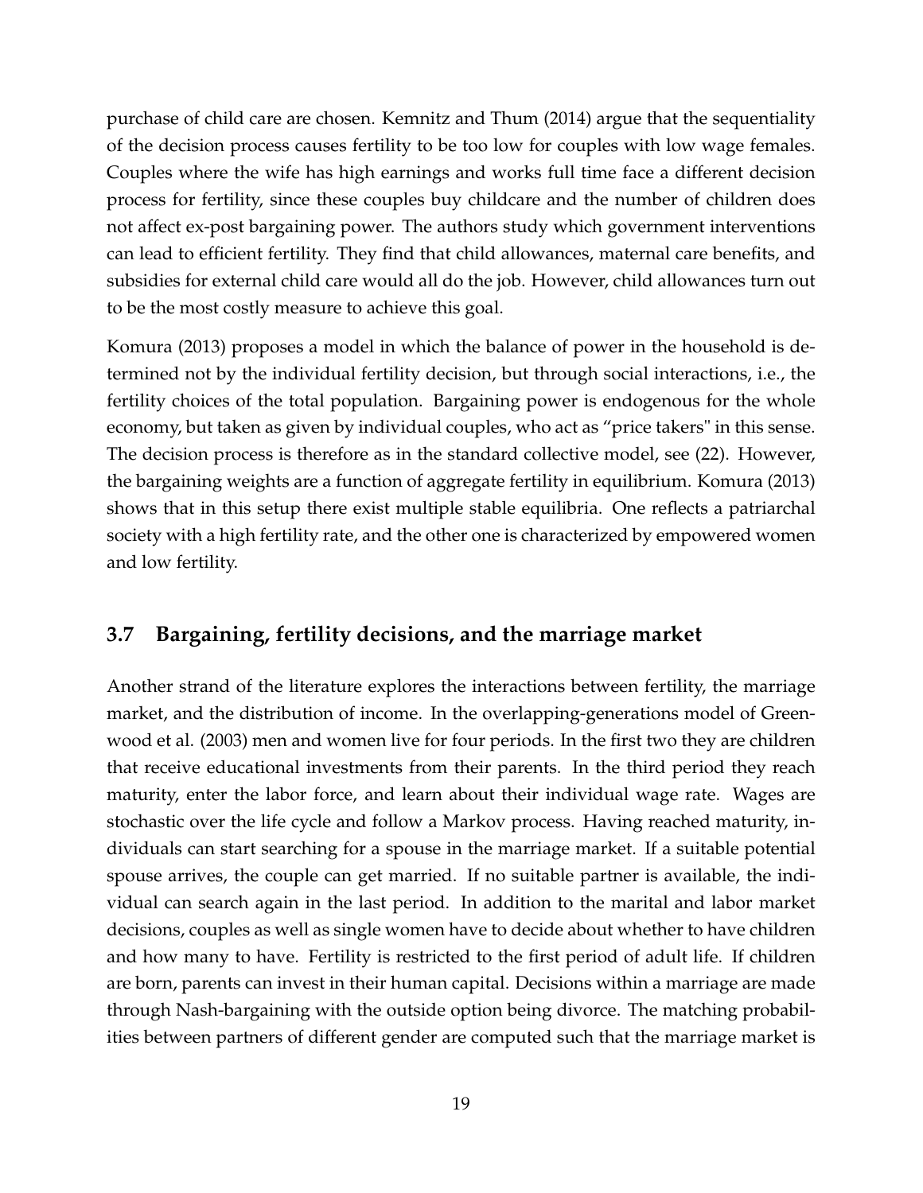purchase of child care are chosen. Kemnitz and Thum (2014) argue that the sequentiality of the decision process causes fertility to be too low for couples with low wage females. Couples where the wife has high earnings and works full time face a different decision process for fertility, since these couples buy childcare and the number of children does not affect ex-post bargaining power. The authors study which government interventions can lead to efficient fertility. They find that child allowances, maternal care benefits, and subsidies for external child care would all do the job. However, child allowances turn out to be the most costly measure to achieve this goal.

Komura (2013) proposes a model in which the balance of power in the household is determined not by the individual fertility decision, but through social interactions, i.e., the fertility choices of the total population. Bargaining power is endogenous for the whole economy, but taken as given by individual couples, who act as "price takers" in this sense. The decision process is therefore as in the standard collective model, see (22). However, the bargaining weights are a function of aggregate fertility in equilibrium. Komura (2013) shows that in this setup there exist multiple stable equilibria. One reflects a patriarchal society with a high fertility rate, and the other one is characterized by empowered women and low fertility.

### 3.7 Bargaining, fertility decisions, and the marriage market

Another strand of the literature explores the interactions between fertility, the marriage market, and the distribution of income. In the overlapping-generations model of Greenwood et al. (2003) men and women live for four periods. In the first two they are children that receive educational investments from their parents. In the third period they reach maturity, enter the labor force, and learn about their individual wage rate. Wages are stochastic over the life cycle and follow a Markov process. Having reached maturity, individuals can start searching for a spouse in the marriage market. If a suitable potential spouse arrives, the couple can get married. If no suitable partner is available, the individual can search again in the last period. In addition to the marital and labor market decisions, couples as well as single women have to decide about whether to have children and how many to have. Fertility is restricted to the first period of adult life. If children are born, parents can invest in their human capital. Decisions within a marriage are made through Nash-bargaining with the outside option being divorce. The matching probabilities between partners of different gender are computed such that the marriage market is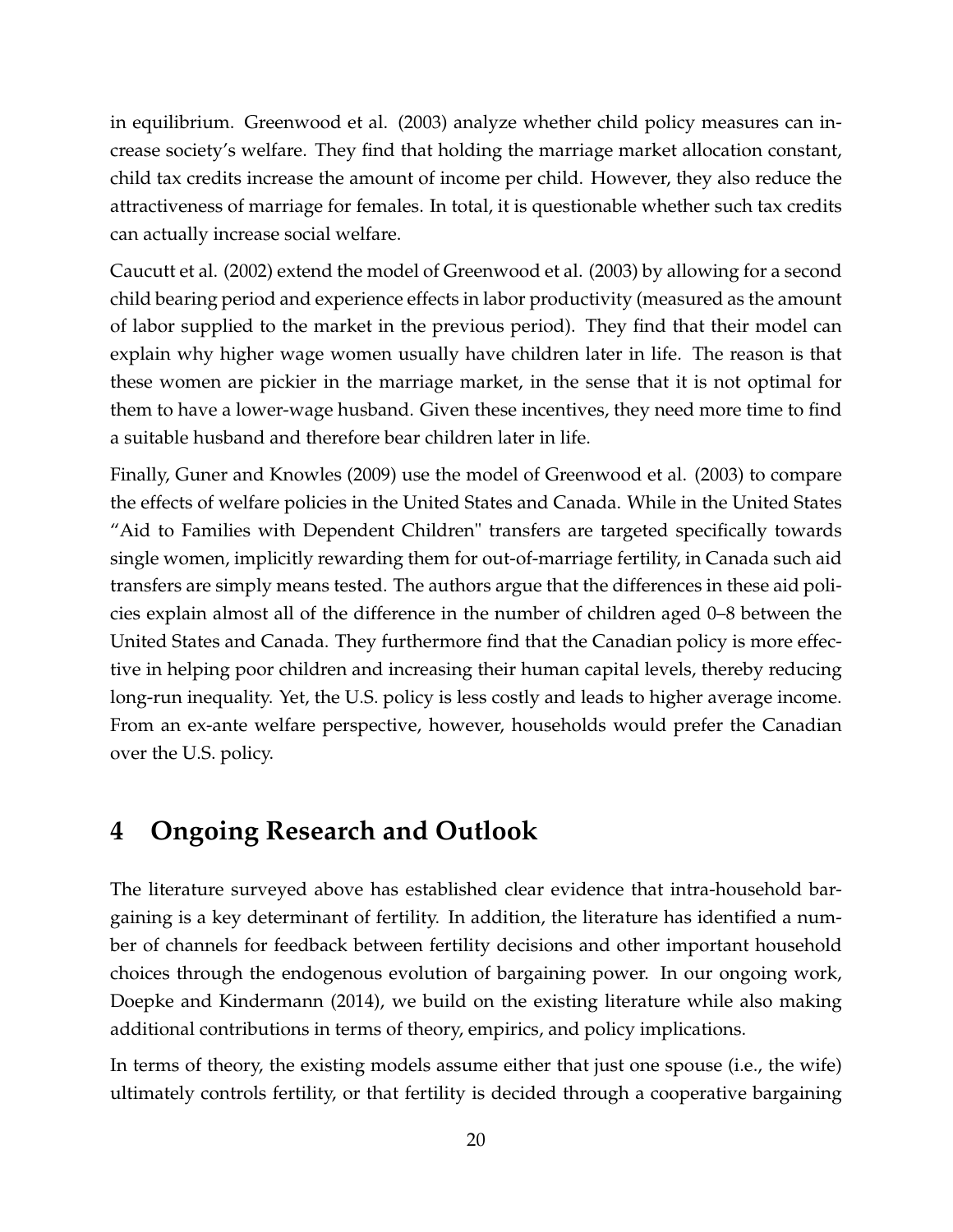in equilibrium. Greenwood et al. (2003) analyze whether child policy measures can increase society's welfare. They find that holding the marriage market allocation constant, child tax credits increase the amount of income per child. However, they also reduce the attractiveness of marriage for females. In total, it is questionable whether such tax credits can actually increase social welfare.

Caucutt et al. (2002) extend the model of Greenwood et al. (2003) by allowing for a second child bearing period and experience effects in labor productivity (measured as the amount of labor supplied to the market in the previous period). They find that their model can explain why higher wage women usually have children later in life. The reason is that these women are pickier in the marriage market, in the sense that it is not optimal for them to have a lower-wage husband. Given these incentives, they need more time to find a suitable husband and therefore bear children later in life.

Finally, Guner and Knowles (2009) use the model of Greenwood et al. (2003) to compare the effects of welfare policies in the United States and Canada. While in the United States "Aid to Families with Dependent Children" transfers are targeted specifically towards single women, implicitly rewarding them for out-of-marriage fertility, in Canada such aid transfers are simply means tested. The authors argue that the differences in these aid policies explain almost all of the difference in the number of children aged 0–8 between the United States and Canada. They furthermore find that the Canadian policy is more effective in helping poor children and increasing their human capital levels, thereby reducing long-run inequality. Yet, the U.S. policy is less costly and leads to higher average income. From an ex-ante welfare perspective, however, households would prefer the Canadian over the U.S. policy.

# 4 Ongoing Research and Outlook

The literature surveyed above has established clear evidence that intra-household bargaining is a key determinant of fertility. In addition, the literature has identified a number of channels for feedback between fertility decisions and other important household choices through the endogenous evolution of bargaining power. In our ongoing work, Doepke and Kindermann (2014), we build on the existing literature while also making additional contributions in terms of theory, empirics, and policy implications.

In terms of theory, the existing models assume either that just one spouse (i.e., the wife) ultimately controls fertility, or that fertility is decided through a cooperative bargaining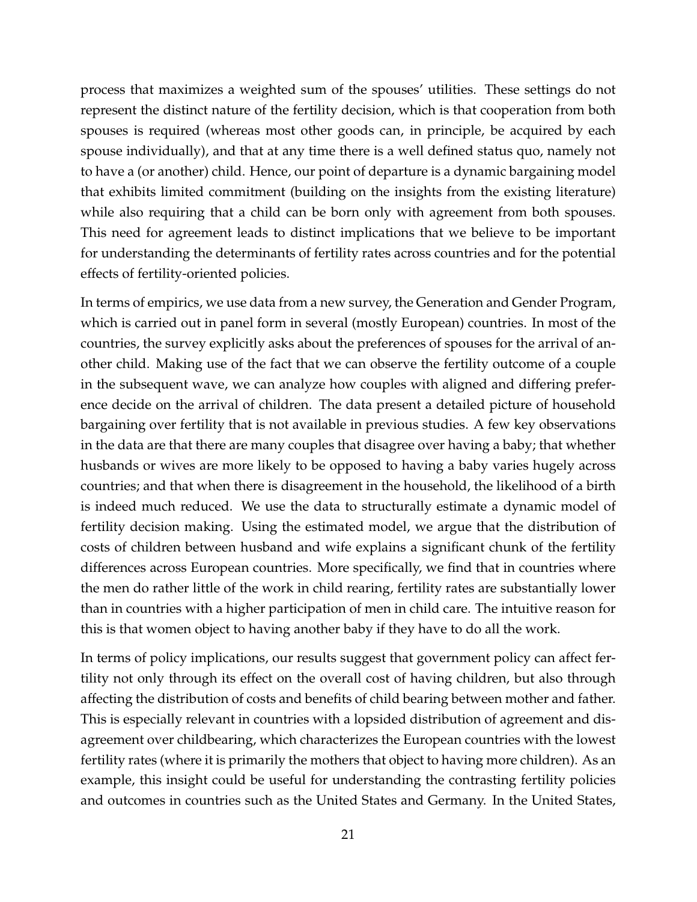process that maximizes a weighted sum of the spouses' utilities. These settings do not represent the distinct nature of the fertility decision, which is that cooperation from both spouses is required (whereas most other goods can, in principle, be acquired by each spouse individually), and that at any time there is a well defined status quo, namely not to have a (or another) child. Hence, our point of departure is a dynamic bargaining model that exhibits limited commitment (building on the insights from the existing literature) while also requiring that a child can be born only with agreement from both spouses. This need for agreement leads to distinct implications that we believe to be important for understanding the determinants of fertility rates across countries and for the potential effects of fertility-oriented policies.

In terms of empirics, we use data from a new survey, the Generation and Gender Program, which is carried out in panel form in several (mostly European) countries. In most of the countries, the survey explicitly asks about the preferences of spouses for the arrival of another child. Making use of the fact that we can observe the fertility outcome of a couple in the subsequent wave, we can analyze how couples with aligned and differing preference decide on the arrival of children. The data present a detailed picture of household bargaining over fertility that is not available in previous studies. A few key observations in the data are that there are many couples that disagree over having a baby; that whether husbands or wives are more likely to be opposed to having a baby varies hugely across countries; and that when there is disagreement in the household, the likelihood of a birth is indeed much reduced. We use the data to structurally estimate a dynamic model of fertility decision making. Using the estimated model, we argue that the distribution of costs of children between husband and wife explains a significant chunk of the fertility differences across European countries. More specifically, we find that in countries where the men do rather little of the work in child rearing, fertility rates are substantially lower than in countries with a higher participation of men in child care. The intuitive reason for this is that women object to having another baby if they have to do all the work.

In terms of policy implications, our results suggest that government policy can affect fertility not only through its effect on the overall cost of having children, but also through affecting the distribution of costs and benefits of child bearing between mother and father. This is especially relevant in countries with a lopsided distribution of agreement and disagreement over childbearing, which characterizes the European countries with the lowest fertility rates (where it is primarily the mothers that object to having more children). As an example, this insight could be useful for understanding the contrasting fertility policies and outcomes in countries such as the United States and Germany. In the United States,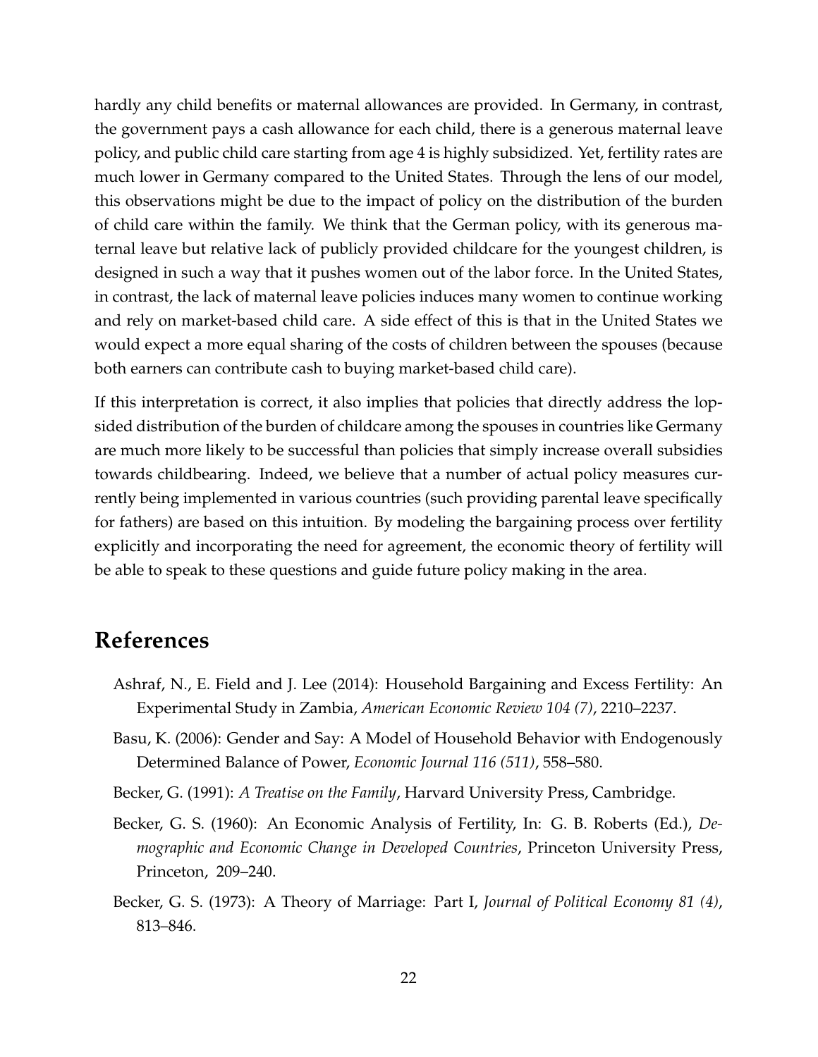hardly any child benefits or maternal allowances are provided. In Germany, in contrast, the government pays a cash allowance for each child, there is a generous maternal leave policy, and public child care starting from age 4 is highly subsidized. Yet, fertility rates are much lower in Germany compared to the United States. Through the lens of our model, this observations might be due to the impact of policy on the distribution of the burden of child care within the family. We think that the German policy, with its generous maternal leave but relative lack of publicly provided childcare for the youngest children, is designed in such a way that it pushes women out of the labor force. In the United States, in contrast, the lack of maternal leave policies induces many women to continue working and rely on market-based child care. A side effect of this is that in the United States we would expect a more equal sharing of the costs of children between the spouses (because both earners can contribute cash to buying market-based child care).

If this interpretation is correct, it also implies that policies that directly address the lopsided distribution of the burden of childcare among the spouses in countries like Germany are much more likely to be successful than policies that simply increase overall subsidies towards childbearing. Indeed, we believe that a number of actual policy measures currently being implemented in various countries (such providing parental leave specifically for fathers) are based on this intuition. By modeling the bargaining process over fertility explicitly and incorporating the need for agreement, the economic theory of fertility will be able to speak to these questions and guide future policy making in the area.

## References

Ashraf, N., E. Field and J. Lee (2014): Household Bargaining and Excess Fertility: An Experimental Study in Zambia, *American Economic Review 104 (7)*, 2210–2237.

Basu, K. (2006): Gender and Say: A Model of Household Behavior with Endogenously Determined Balance of Power, *Economic Journal 116 (511)*, 558–580.

Becker, G. (1991): *A Treatise on the Family*, Harvard University Press, Cambridge.

Becker, G. S. (1960): An Economic Analysis of Fertility, In: G. B. Roberts (Ed.), *Demographic and Economic Change in Developed Countries*, Princeton University Press, Princeton, 209–240.

Becker, G. S. (1973): A Theory of Marriage: Part I, *Journal of Political Economy 81 (4)*, 813–846.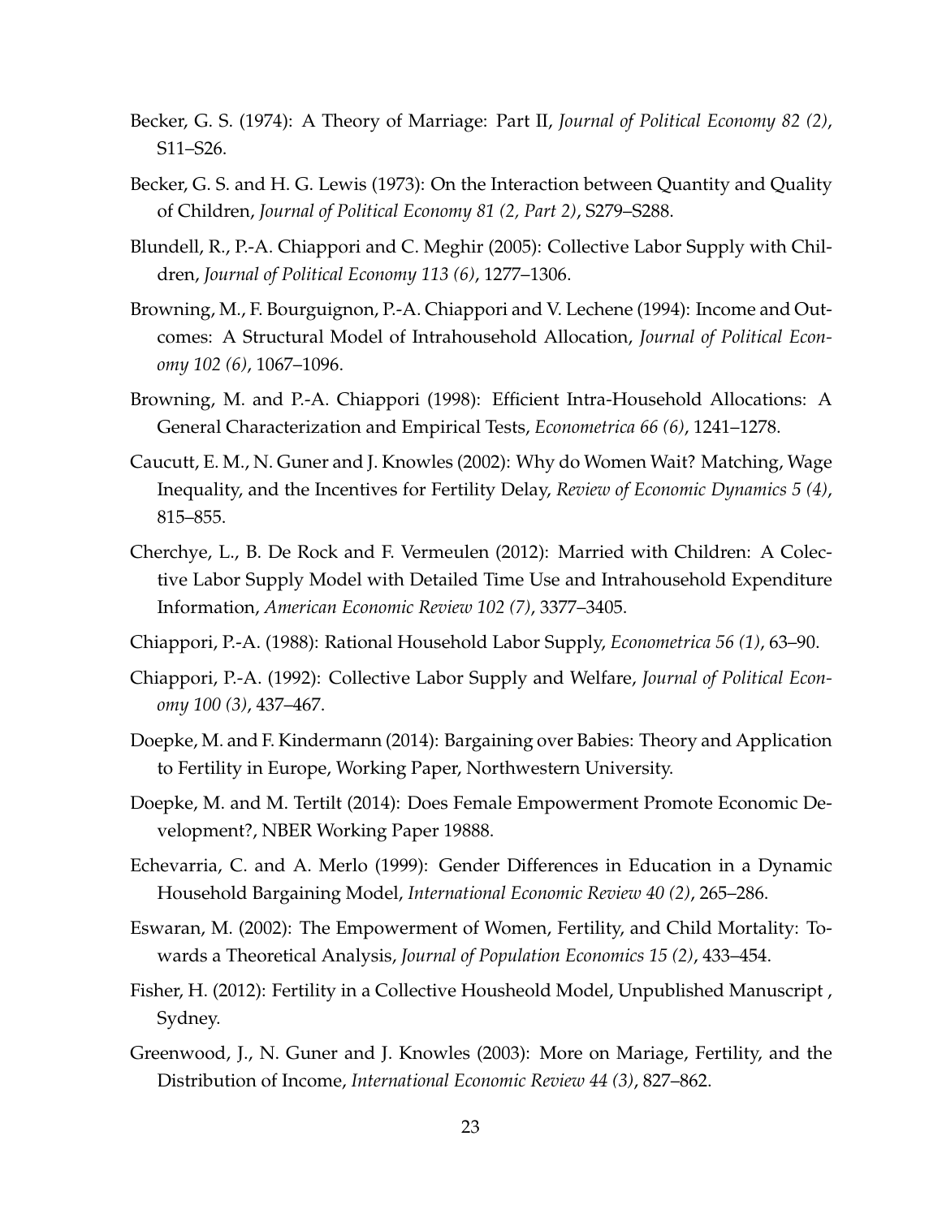Becker, G. S. (1974): A Theory of Marriage: Part II, *Journal of Political Economy 82 (2)*, S11–S26.

Becker, G. S. and H. G. Lewis (1973): On the Interaction between Quantity and Quality of Children, *Journal of Political Economy 81 (2, Part 2)*, S279–S288.

Blundell, R., P.-A. Chiappori and C. Meghir (2005): Collective Labor Supply with Children, *Journal of Political Economy 113 (6)*, 1277–1306.

Browning, M., F. Bourguignon, P.-A. Chiappori and V. Lechene (1994): Income and Outcomes: A Structural Model of Intrahousehold Allocation, *Journal of Political Economy 102 (6)*, 1067–1096.

Browning, M. and P.-A. Chiappori (1998): Efficient Intra-Household Allocations: A General Characterization and Empirical Tests, *Econometrica 66 (6)*, 1241–1278.

Caucutt, E. M., N. Guner and J. Knowles (2002): Why do Women Wait? Matching, Wage Inequality, and the Incentives for Fertility Delay, *Review of Economic Dynamics 5 (4)*, 815–855.

Cherchye, L., B. De Rock and F. Vermeulen (2012): Married with Children: A Collective Labor Supply Model with Detailed Time Use and Intrahousehold Expenditure Information, *American Economic Review 102 (7)*, 3377–3405.

Chiappori, P.-A. (1988): Rational Household Labor Supply, *Econometrica 56 (1)*, 63–90.

Chiappori, P.-A. (1992): Collective Labor Supply and Welfare, *Journal of Political Economy 100 (3)*, 437–467.

Doepke, M. and F. Kindermann (2014): Bargaining over Babies: Theory and Application to Fertility in Europe, Working Paper, Northwestern University.

Doepke, M. and M. Tertilt (2014): Does Female Empowerment Promote Economic Development?, NBER Working Paper 19888.

Echevarria, C. and A. Merlo (1999): Gender Differences in Education in a Dynamic Household Bargaining Model, *International Economic Review 40 (2)*, 265–286.

Eswaran, M. (2002): The Empowerment of Women, Fertility, and Child Mortality: Towards a Theoretical Analysis, *Journal of Population Economics 15 (2)*, 433–454.

Fisher, H. (2012): Fertility in a Collective Housheold Model, Unpublished Manuscript , Sydney.

Greenwood, J., N. Guner and J. Knowles (2003): More on Mariage, Fertility, and the Distribution of Income, *International Economic Review 44 (3)*, 827–862.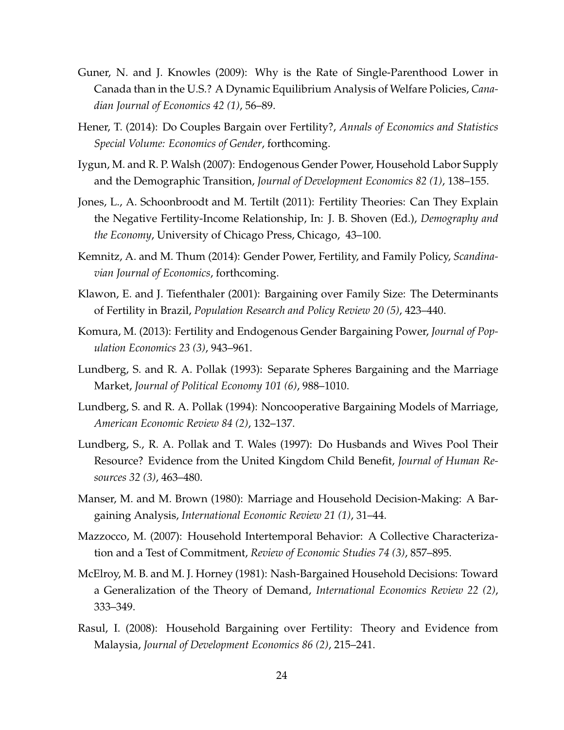Guner, N. and J. Knowles (2009): Why is the Rate of Single-Parenthood Lower in Canada than in the U.S.? A Dynamic Equilibrium Analysis of Welfare Policies, *Canadian Journal of Economics 42 (1)*, 56–89.

Hener, T. (2014): Do Couples Bargain over Fertility?, *Annals of Economics and Statistics Special Volume: Economics of Gender*, forthcoming.

Iygun, M. and R. P. Walsh (2007): Endogenous Gender Power, Household Labor Supply and the Demographic Transition, *Journal of Development Economics 82 (1)*, 138–155.

Jones, L., A. Schoonbroodt and M. Tertilt (2011): Fertility Theories: Can They Explain the Negative Fertility-Income Relationship, In: J. B. Shoven (Ed.), *Demography and the Economy*, University of Chicago Press, Chicago, 43–100.

Kemnitz, A. and M. Thum (2014): Gender Power, Fertility, and Family Policy, *Scandinavian Journal of Economics*, forthcoming.

Klawon, E. and J. Tiefenthaler (2001): Bargaining over Family Size: The Determinants of Fertility in Brazil, *Population Research and Policy Review 20 (5)*, 423–440.

Komura, M. (2013): Fertility and Endogenous Gender Bargaining Power, *Journal of Population Economics 23 (3)*, 943–961.

Lundberg, S. and R. A. Pollak (1993): Separate Spheres Bargaining and the Marriage Market, *Journal of Political Economy 101 (6)*, 988–1010.

Lundberg, S. and R. A. Pollak (1994): Noncooperative Bargaining Models of Marriage, *American Economic Review 84 (2)*, 132–137.

Lundberg, S., R. A. Pollak and T. Wales (1997): Do Husbands and Wives Pool Their Resource? Evidence from the United Kingdom Child Benefit, *Journal of Human Resources 32 (3)*, 463–480.

Manser, M. and M. Brown (1980): Marriage and Household Decision-Making: A Bargaining Analysis, *International Economic Review 21 (1)*, 31–44.

Mazzocco, M. (2007): Household Intertemporal Behavior: A Collective Characterization and a Test of Commitment, *Review of Economic Studies 74 (3)*, 857–895.

McElroy, M. B. and M. J. Horney (1981): Nash-Bargained Household Decisions: Toward a Generalization of the Theory of Demand, *International Economics Review 22 (2)*, 333–349.

Rasul, I. (2008): Household Bargaining over Fertility: Theory and Evidence from Malaysia, *Journal of Development Economics 86 (2)*, 215–241.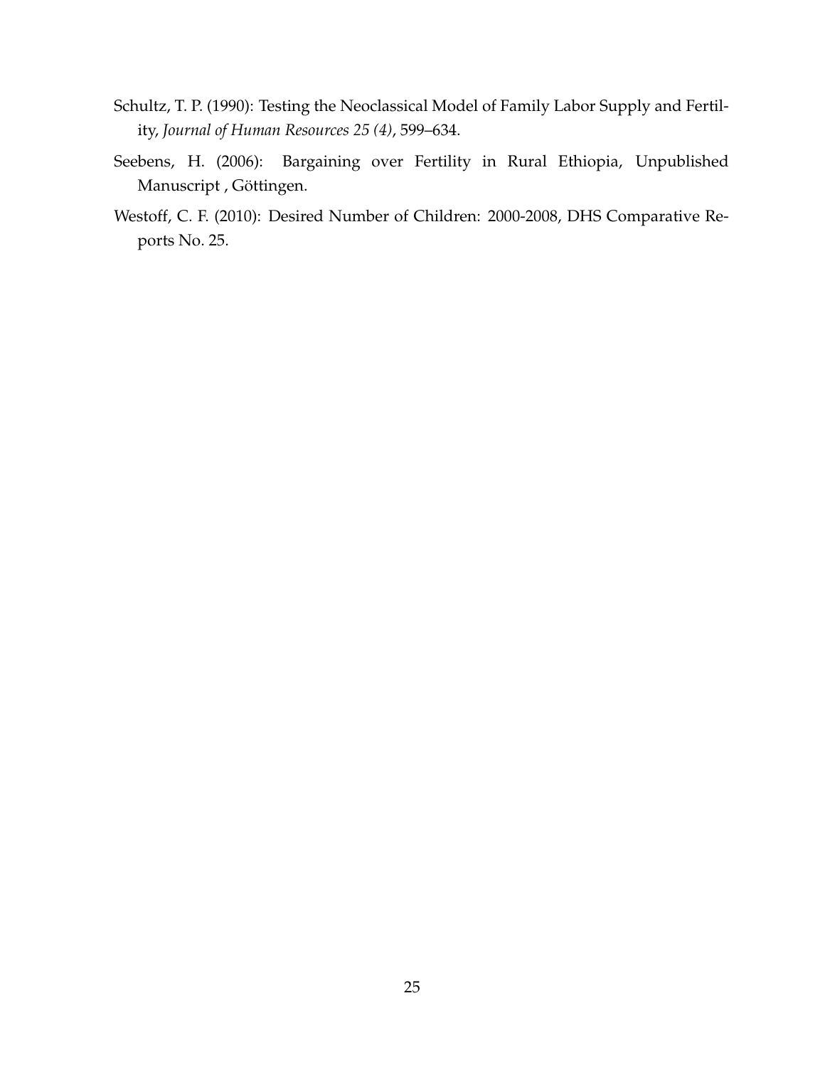Schultz, T. P. (1990): Testing the Neoclassical Model of Family Labor Supply and Fertility, *Journal of Human Resources 25 (4)*, 599–634.

Seebens, H. (2006): Bargaining over Fertility in Rural Ethiopia, Unpublished Manuscript , Göttingen.

Westoff, C. F. (2010): Desired Number of Children: 2000-2008, DHS Comparative Reports No. 25.